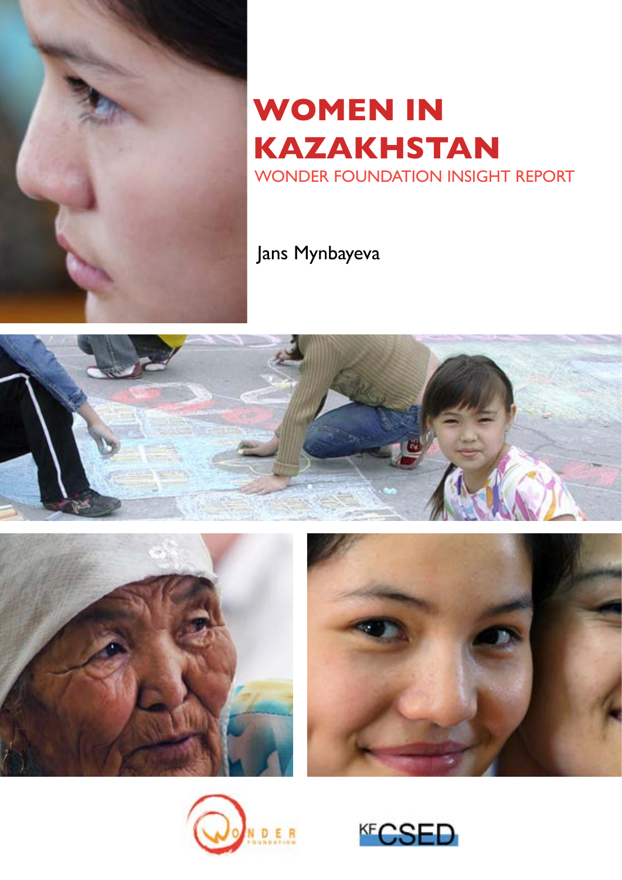# WOMEN IN KAZAKHSTAN

WONDER FOUNDATION INSIGHT REPORT

Jans Mynbayeva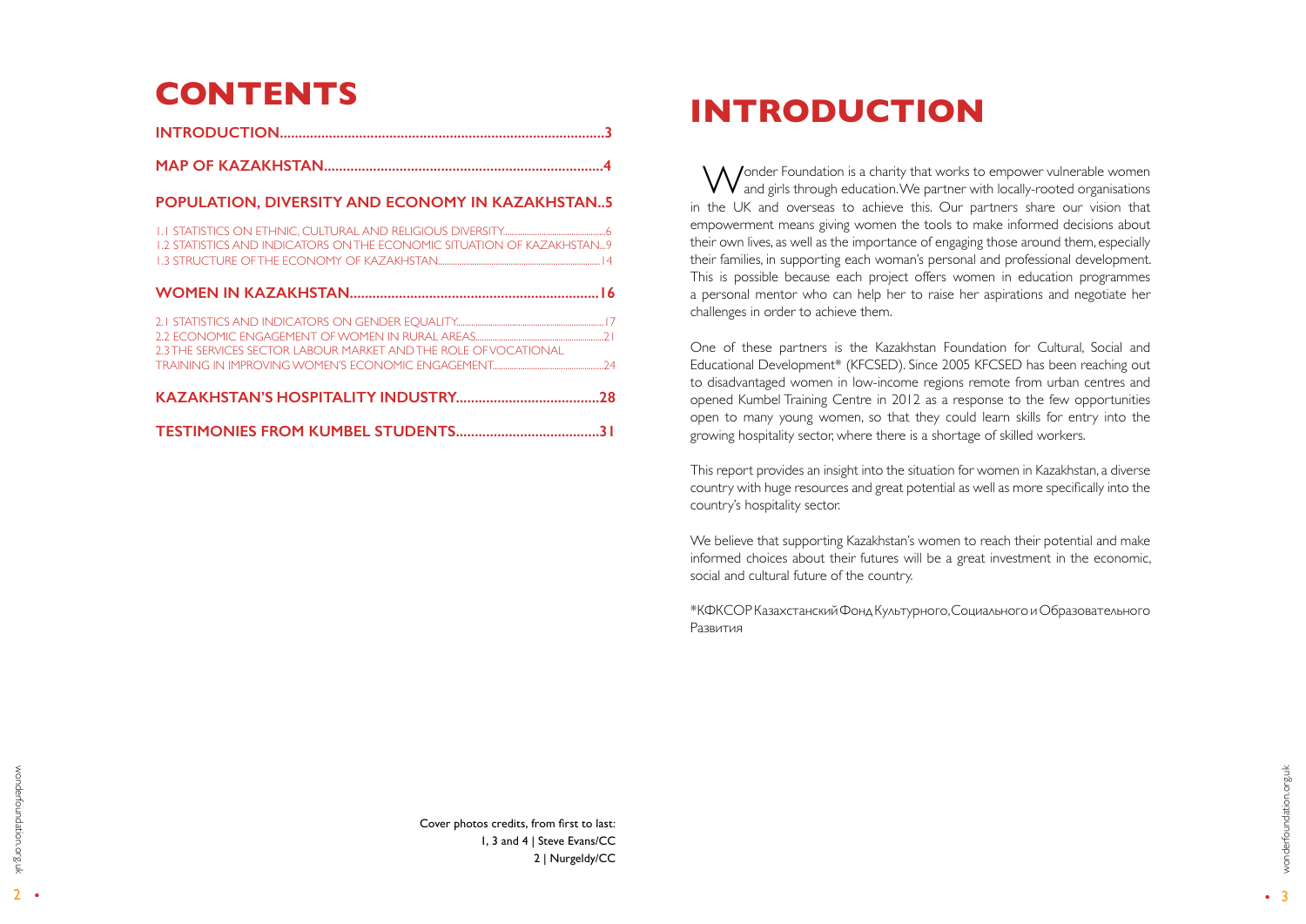# CONTENTS

**INTRODUCTION.....................................................................................3**

**MAP OF KAZAKHSTAN.........................................................................4**

**POPULATION, DIVERSITY AND ECONOMY IN KAZAKHSTAN..5**

1.1 STATISTICS ON ETHNIC, CULTURAL AND RELIGIOUS DIVERSITY.............6
1.2 STATISTICS AND INDICATORS ON THE ECONOMIC SITUATION OF KAZAKHSTAN...9
1.3 STRUCTURE OF THE ECONOMY OF KAZAKHSTAN.............14

**WOMEN IN KAZAKHSTAN.................................................................16**

2.1 STATISTICS AND INDICATORS ON GENDER EQUALITY.............17
2.2 ECONOMIC ENGAGEMENT OF WOMEN IN RURAL AREAS.............21
2.3 THE SERVICES SECTOR LABOUR MARKET AND THE ROLE OF VOCATIONAL TRAINING IN IMPROVING WOMEN'S ECONOMIC ENGAGEMENT.............24

**KAZAKHSTAN'S HOSPITALITY INDUSTRY.....................................28**

**TESTIMONIES FROM KUMBEL STUDENTS.....................................31**

Cover photos credits, from first to last:
1, 3 and 4 | Steve Evans/CC
2 | Nurgeldy/CC

# INTRODUCTION

Wonder Foundation is a charity that works to empower vulnerable women and girls through education. We partner with locally-rooted organisations in the UK and overseas to achieve this. Our partners share our vision that empowerment means giving women the tools to make informed decisions about their own lives, as well as the importance of engaging those around them, especially their families, in supporting each woman's personal and professional development. This is possible because each project offers women in education programmes a personal mentor who can help her to raise her aspirations and negotiate her challenges in order to achieve them.

One of these partners is the Kazakhstan Foundation for Cultural, Social and Educational Development* (KFCSED). Since 2005 KFCSED has been reaching out to disadvantaged women in low-income regions remote from urban centres and opened Kumbel Training Centre in 2012 as a response to the few opportunities open to many young women, so that they could learn skills for entry into the growing hospitality sector, where there is a shortage of skilled workers.

This report provides an insight into the situation for women in Kazakhstan, a diverse country with huge resources and great potential as well as more specifically into the country's hospitality sector.

We believe that supporting Kazakhstan's women to reach their potential and make informed choices about their futures will be a great investment in the economic, social and cultural future of the country.

*КФКСОР Казахстанский Фонд Культурного, Социального и Образовательного Развития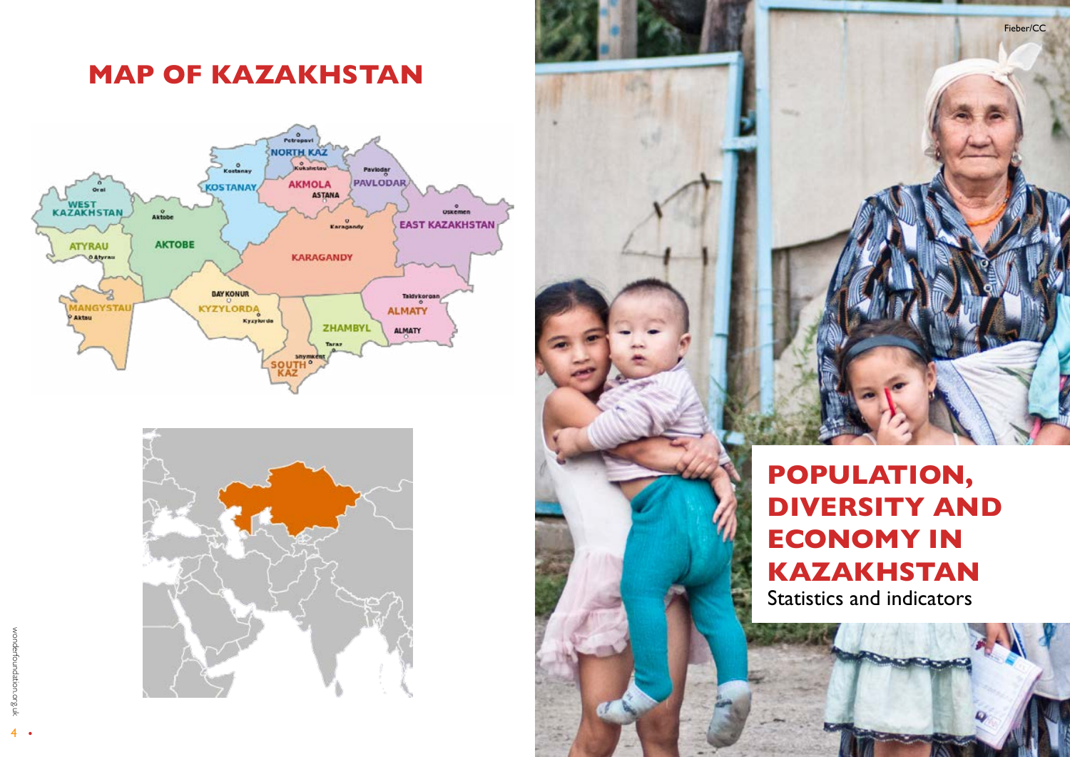# MAP OF KAZAKHSTAN

# POPULATION, DIVERSITY AND ECONOMY IN KAZAKHSTAN

Statistics and indicators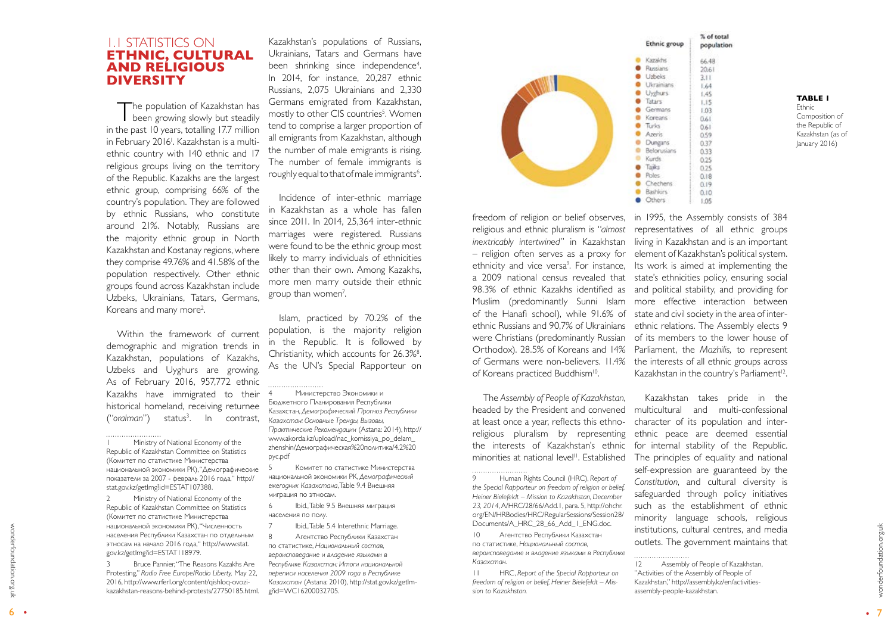## 1.1 STATISTICS ON **ETHNIC, CULTURAL AND RELIGIOUS DIVERSITY**

The population of Kazakhstan has been growing slowly but steadily in the past 10 years, totalling 17.7 million in February 2016[1]. Kazakhstan is a multi-ethnic country with 140 ethnic and 17 religious groups living on the territory of the Republic. Kazakhs are the largest ethnic group, comprising 66% of the country's population. They are followed by ethnic Russians, who constitute around 21%. Notably, Russians are the majority ethnic group in North Kazakhstan and Kostanay regions, where they comprise 49.76% and 41.58% of the population respectively. Other ethnic groups found across Kazakhstan include Uzbeks, Ukrainians, Tatars, Germans, Koreans and many more[2].

Within the framework of current demographic and migration trends in Kazakhstan, populations of Kazakhs, Uzbeks and Uyghurs are growing. As of February 2016, 957,772 ethnic Kazakhs have immigrated to their historical homeland, receiving returnee ("*oralman*") status[3]. In contrast, Kazakhstan's populations of Russians, Ukrainians, Tatars and Germans have been shrinking since independence[4]. In 2014, for instance, 20,287 ethnic Russians, 2,075 Ukrainians and 2,330 Germans emigrated from Kazakhstan, mostly to other CIS countries[5]. Women tend to comprise a larger proportion of all emigrants from Kazakhstan, although the number of male emigrants is rising. The number of female immigrants is roughly equal to that of male immigrants[6].

Incidence of inter-ethnic marriage in Kazakhstan as a whole has fallen since 2011. In 2014, 25,364 inter-ethnic marriages were registered. Russians were found to be the ethnic group most likely to marry individuals of ethnicities other than their own. Among Kazakhs, more men marry outside their ethnic group than women[7].

Islam, practiced by 70.2% of the population, is the majority religion in the Republic. It is followed by Christianity, which accounts for 26.3%[8]. As the UN's Special Rapporteur on freedom of religion or belief observes, religious and ethnic pluralism is "*almost inextricably intertwined*" in Kazakhstan – religion often serves as a proxy for ethnicity and vice versa[9]. For instance, a 2009 national census revealed that 98.3% of ethnic Kazakhs identified as Muslim (predominantly Sunni Islam of the Hanafi school), while 91.6% of ethnic Russians and 90,7% of Ukrainians were Christians (predominantly Russian Orthodox). 28.5% of Koreans and 14% of Germans were non-believers. 11.4% of Koreans practiced Buddhism[10].

**TABLE 1** Ethnic Composition of the Republic of Kazakhstan (as of January 2016)

| Ethnic group | % of total population |
|---|---|
| Kazakhs | 66.48 |
| Russians | 20.61 |
| Uzbeks | 3.11 |
| Ukrainians | 1.64 |
| Uyghurs | 1.45 |
| Tatars | 1.15 |
| Germans | 1.03 |
| Koreans | 0.61 |
| Turks | 0.61 |
| Azeris | 0.59 |
| Dungans | 0.37 |
| Belorusians | 0.33 |
| Kurds | 0.25 |
| Tajiks | 0.25 |
| Poles | 0.18 |
| Chechens | 0.19 |
| Bashkirs | 0.10 |
| Others | 1.05 |

The *Assembly of People of Kazakhstan*, headed by the President and convened at least once a year, reflects this ethno-religious pluralism by representing the interests of Kazakhstan's ethnic minorities at national level[11]. Established in 1995, the Assembly consists of 384 representatives of all ethnic groups living in Kazakhstan and is an important element of Kazakhstan's political system. Its work is aimed at implementing the state's ethnicities policy, ensuring social and political stability, and providing for more effective interaction between state and civil society in the area of inter-ethnic relations. The Assembly elects 9 of its members to the lower house of Parliament, the *Mazhilis*, to represent the interests of all ethnic groups across Kazakhstan in the country's Parliament[12].

Kazakhstan takes pride in the multicultural and multi-confessional character of its population and inter-ethnic peace are deemed essential for internal stability of the Republic. The principles of equality and national self-expression are guaranteed by the *Constitution*, and cultural diversity is safeguarded through policy initiatives such as the establishment of ethnic minority language schools, religious institutions, cultural centres, and media outlets. The government maintains that

---

1 Ministry of National Economy of the Republic of Kazakhstan Committee on Statistics (Комитет по статистике Министерства национальной экономики РК), "Демографические показатели за 2007 - февраль 2016 года," http://stat.gov.kz/getImg?id=ESTAT107388.

2 Ministry of National Economy of the Republic of Kazakhstan Committee on Statistics (Комитет по статистике Министерства национальной экономики РК), "Численность населения Республики Казахстан по отдельным этносам на начало 2016 года," http://www.stat.gov.kz/getImg?id=ESTAT118979.

3 Bruce Pannier, "The Reasons Kazakhs Are Protesting," *Radio Free Europe/Radio Liberty,* May 22, 2016, http://www.rferl.org/content/qishloq-ovozi-kazakhstan-reasons-behind-protests/27750185.html.

4 Министерство Экономики и Бюджетного Планирования Республики Казахстан, *Демографический Прогноз Республики Казахстан: Основные Тренды, Вызовы, Практические Рекомендации* (Astana: 2014), http://www.akorda.kz/upload/nac_komissiya_po_delam_zhenshin/Демографическая%20политика/4.2%20рус.pdf

5 Комитет по статистике Министерства национальной экономики РК, *Демографический ежегодник Казахстана*, Table 9.4 Внешняя миграция по этносам.

6 Ibid., Table 9.5 Внешняя миграция населения по полу.

7 Ibid., Table 5.4 Interethnic Marriage.

8 Агентство Республики Казахстан по статистике, *Национальный состав, вероисповедание и владение языками в Республике Казахстан: Итоги национальной переписи населения 2009 года в Республике Казахстан* (Astana: 2010), http://stat.gov.kz/getImg?id=WC16200032705.

9 Human Rights Council (HRC), *Report of the Special Rapporteur on freedom of religion or belief, Heiner Bielefeldt – Mission to Kazakhstan, December 23, 2014*, A/HRC/28/66/Add.1, para. 5, http://ohchr.org/EN/HRBodies/HRC/RegularSessions/Session28/Documents/A_HRC_28_66_Add_1_ENG.doc.

10 Агентство Республики Казахстан по статистике, *Национальный состав, вероисповедание и владение языками в Республике Казахстан.*

11 HRC, *Report of the Special Rapporteur on freedom of religion or belief, Heiner Bielefeldt – Mission to Kazakhstan.*

12 Assembly of People of Kazakhstan, "Activities of the Assembly of People of Kazakhstan," http://assembly.kz/en/activities-assembly-people-kazakhstan.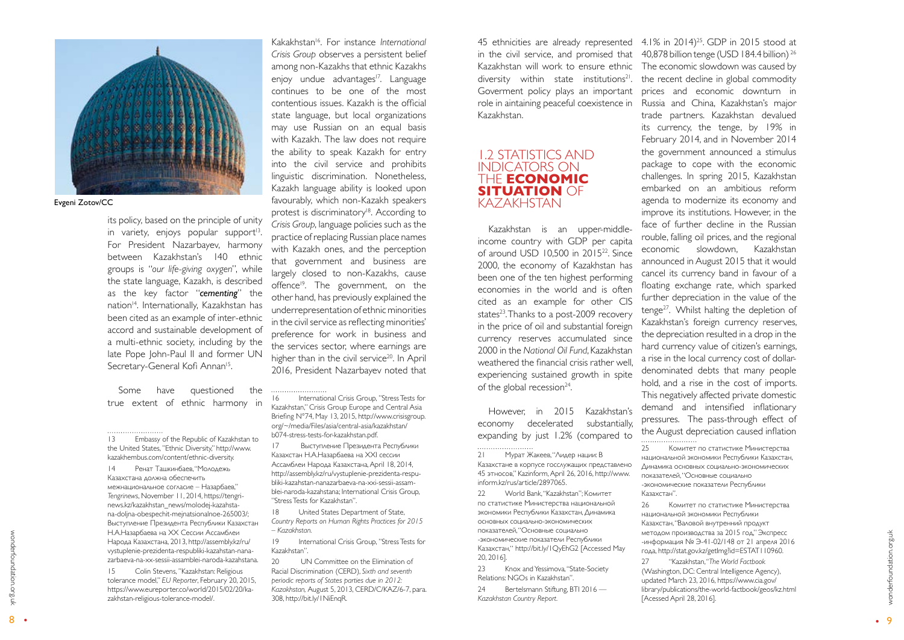Evgeni Zotov/CC

its policy, based on the principle of unity in variety, enjoys popular support[13]. For President Nazarbayev, harmony between Kazakhstan's 140 ethnic groups is "*our life-giving oxygen*", while the state language, Kazakh, is described as the key factor "***cementing***" the nation[14]. Internationally, Kazakhstan has been cited as an example of inter-ethnic accord and sustainable development of a multi-ethnic society, including by the late Pope John-Paul II and former UN Secretary-General Kofi Annan[15].

Some have questioned the true extent of ethnic harmony in Kakakhstan[16]. For instance *International Crisis Group* observes a persistent belief among non-Kazakhs that ethnic Kazakhs enjoy undue advantages[17]. Language continues to be one of the most contentious issues. Kazakh is the official state language, but local organizations may use Russian on an equal basis with Kazakh. The law does not require the ability to speak Kazakh for entry into the civil service and prohibits linguistic discrimination. Nonetheless, Kazakh language ability is looked upon favourably, which non-Kazakh speakers protest is discriminatory[18]. According to *Crisis Group*, language policies such as the practice of replacing Russian place names with Kazakh ones, and the perception that government and business are largely closed to non-Kazakhs, cause offence[19]. The government, on the other hand, has previously explained the underrepresentation of ethnic minorities in the civil service as reflecting minorities' preference for work in business and the services sector, where earnings are higher than in the civil service[20]. In April 2016, President Nazarbayev noted that 45 ethnicities are already represented in the civil service, and promised that Kazakhstan will work to ensure ethnic diversity within state institutions[21]. Goverment policy plays an important role in aintaining peaceful coexistence in Kazakhstan.

## 1.2 STATISTICS AND INDICATORS ON THE **ECONOMIC SITUATION** OF KAZAKHSTAN

Kazakhstan is an upper-middle-income country with GDP per capita of around USD 10,500 in 2015[22]. Since 2000, the economy of Kazakhstan has been one of the ten highest performing economies in the world and is often cited as an example for other CIS states[23]. Thanks to a post-2009 recovery in the price of oil and substantial foreign currency reserves accumulated since 2000 in the *National Oil Fund*, Kazakhstan weathered the financial crisis rather well, experiencing sustained growth in spite of the global recession[24].

However, in 2015 Kazakhstan's economy decelerated substantially, expanding by just 1.2% (compared to 4.1% in 2014)[25]. GDP in 2015 stood at 40,878 billion tenge (USD 184.4 billion) [26] The economic slowdown was caused by the recent decline in global commodity prices and economic downturn in Russia and China, Kazakhstan's major trade partners. Kazakhstan devalued its currency, the tenge, by 19% in February 2014, and in November 2014 the government announced a stimulus package to cope with the economic challenges. In spring 2015, Kazakhstan embarked on an ambitious reform agenda to modernize its economy and improve its institutions. However, in the face of further decline in the Russian rouble, falling oil prices, and the regional economic slowdown, Kazakhstan announced in August 2015 that it would cancel its currency band in favour of a floating exchange rate, which sparked further depreciation in the value of the tenge[27]. Whilst halting the depletion of Kazakhstan's foreign currency reserves, the depreciation resulted in a drop in the hard currency value of citizen's earnings, a rise in the local currency cost of dollar-denominated debts that many people hold, and a rise in the cost of imports. This negatively affected private domestic demand and intensified inflationary pressures. The pass-through effect of the August depreciation caused inflation

---

13 Embassy of the Republic of Kazakhstan to the United States, "Ethnic Diversity," http://www.kazakhembus.com/content/ethnic-diversity.

14 Ренат Ташкинбаев, "Молодежь Казахстана должна обеспечить межнациональное согласие – Назарбаев," *Tengrinews*, November 11, 2014, https://tengrinews.kz/kazakhstan_news/molodej-kazahstana-doljna-obespechit-mejnatsionalnoe-265003/; Выступление Президента Республики Казахстан Н.А.Назарбаева на XX Сессии Ассамблеи Народа Казахстана, 2013, http://assembly.kz/ru/vystuplenie-prezidenta-respubliki-kazahstan-nanazarbaeva-na-xx-sessii-assamblei-naroda-kazahstana.

15 Colin Stevens, "Kazakhstan: Religious tolerance model," *EU Reporter*, February 20, 2015, https://www.eureporter.co/world/2015/02/20/kazakhstan-religious-tolerance-model/.

16 International Crisis Group, "Stress Tests for Kazakhstan," Crisis Group Europe and Central Asia Briefing N°74, May 13, 2015, http://www.crisisgroup.org/~/media/Files/asia/central-asia/kazakhstan/b074-stress-tests-for-kazakhstan.pdf.

17 Выступление Президента Республики Казахстан Н.А.Назарбаева на XXI сессии Ассамблеи Народа Казахстана, April 18, 2014, http://assembly.kz/ru/vystuplenie-prezidenta-respubliki-kazahstan-nanazarbaeva-na-xxi-sessii-assamblei-naroda-kazahstana; International Crisis Group, "Stress Tests for Kazakhstan".

18 United States Department of State, *Country Reports on Human Rights Practices for 2015 – Kazakhstan.*

19 International Crisis Group, "Stress Tests for Kazakhstan".

20 UN Committee on the Elimination of Racial Discrimination (CERD), *Sixth and seventh periodic reports of States parties due in 2012: Kazakhstan,* August 5, 2013, CERD/C/KAZ/6-7, para. 308, http://bit.ly/1NiEnqR.

21 Мурат Жакеев, "Лидер нации: В Казахстане в корпусе госслужащих представлено 45 этносов," Kazinform, April 26, 2016, http://www.inform.kz/rus/article/2897065.

22 World Bank, "Kazakhstan"; Комитет по статистике Министерства национальной экономики Республики Казахстан, Динамика основных социально-экономических показателей, "Основные социально -экономические показатели Республики Казахстан," http://bit.ly/1QyEhG2 [Accessed May 20, 2016].

23 Knox and Yessimova, "State-Society Relations: NGOs in Kazakhstan".

24 Bertelsmann Stiftung, BTI 2016 — *Kazakhstan Country Report.*

25 Комитет по статистике Министерства национальной экономики Республики Казахстан, Динамика основных социально-экономических показателей, "Основные социально -экономические показатели Республики Казахстан".

26 Комитет по статистике Министерства национальной экономики Республики Казахстан, "Валовой внутренний продукт методом производства за 2015 год," Экспресс -информация № Э-41-02/148 от 21 апреля 2016 года, http://stat.gov.kz/getImg?id=ESTAT110960.

27 "Kazakhstan," *The World Factbook* (Washington, DC: Central Intelligence Agency), updated March 23, 2016, https://www.cia.gov/library/publications/the-world-factbook/geos/kz.html [Acessed April 28, 2016].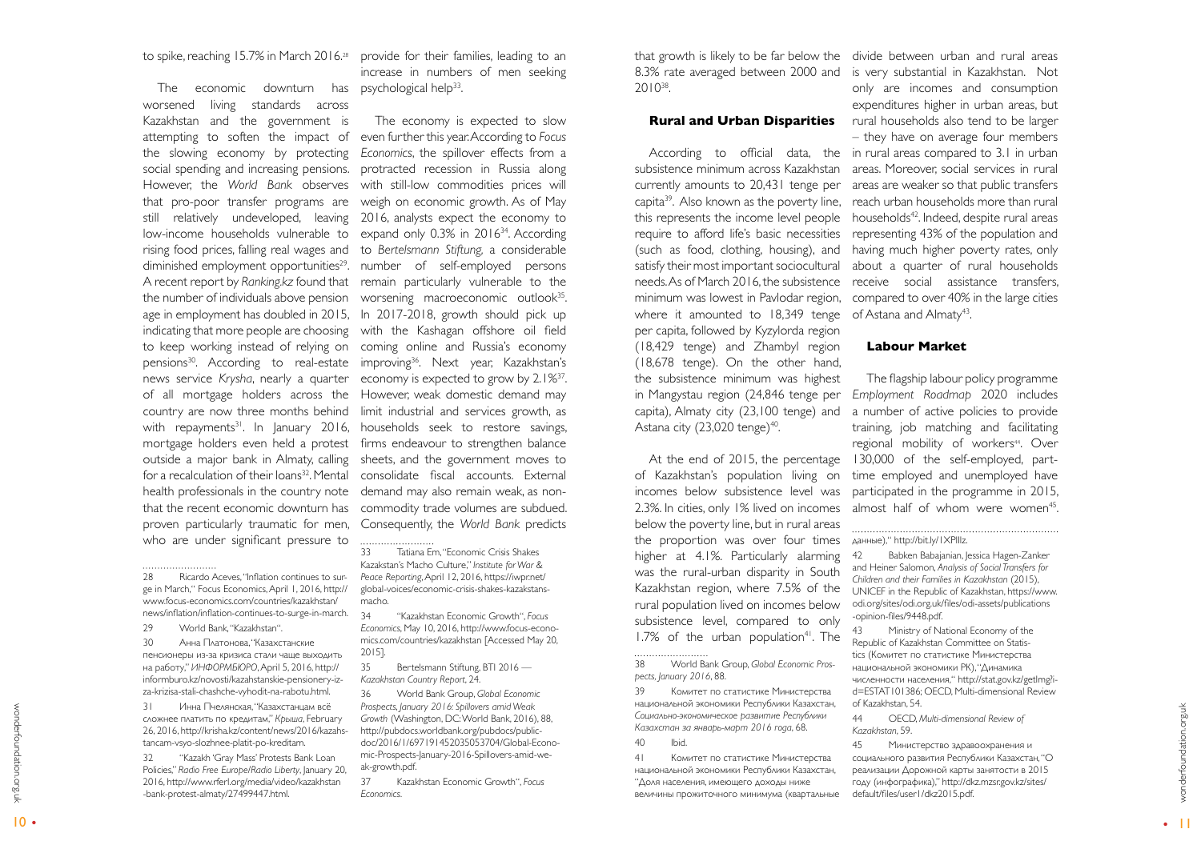to spike, reaching 15.7% in March 2016.[28]

The economic downturn has worsened living standards across Kazakhstan and the government is attempting to soften the impact of the slowing economy by protecting social spending and increasing pensions. However, the *World Bank* observes that pro-poor transfer programs are still relatively undeveloped, leaving low-income households vulnerable to rising food prices, falling real wages and diminished employment opportunities[29]. A recent report by *Ranking.kz* found that the number of individuals above pension age in employment has doubled in 2015, indicating that more people are choosing to keep working instead of relying on pensions[30]. According to real-estate news service *Krysha*, nearly a quarter of all mortgage holders across the country are now three months behind with repayments[31]. In January 2016, mortgage holders even held a protest outside a major bank in Almaty, calling for a recalculation of their loans[32]. Mental health professionals in the country note that the recent economic downturn has proven particularly traumatic for men, who are under significant pressure to provide for their families, leading to an increase in numbers of men seeking psychological help[33].

The economy is expected to slow even further this year. According to *Focus Economics*, the spillover effects from a protracted recession in Russia along with still-low commodities prices will weigh on economic growth. As of May 2016, analysts expect the economy to expand only 0.3% in 2016[34]. According to *Bertelsmann Stiftung*, a considerable number of self-employed persons remain particularly vulnerable to the worsening macroeconomic outlook[35]. In 2017-2018, growth should pick up with the Kashagan offshore oil field coming online and Russia's economy improving[36]. Next year, Kazakhstan's economy is expected to grow by 2.1%[37]. However, weak domestic demand may limit industrial and services growth, as households seek to restore savings, firms endeavour to strengthen balance sheets, and the government moves to consolidate fiscal accounts. External demand may also remain weak, as non-commodity trade volumes are subdued. Consequently, the *World Bank* predicts that growth is likely to be far below the 8.3% rate averaged between 2000 and 2010[38].

### Rural and Urban Disparities

According to official data, the subsistence minimum across Kazakhstan currently amounts to 20,431 tenge per capita[39]. Also known as the poverty line, this represents the income level people require to afford life's basic necessities (such as food, clothing, housing), and satisfy their most important sociocultural needs. As of March 2016, the subsistence minimum was lowest in Pavlodar region, where it amounted to 18,349 tenge per capita, followed by Kyzylorda region (18,429 tenge) and Zhambyl region (18,678 tenge). On the other hand, the subsistence minimum was highest in Mangystau region (24,846 tenge per capita), Almaty city (23,100 tenge) and Astana city (23,020 tenge)[40].

At the end of 2015, the percentage of Kazakhstan's population living on incomes below subsistence level was 2.3%. In cities, only 1% lived on incomes below the poverty line, but in rural areas the proportion was over four times higher at 4.1%. Particularly alarming was the rural-urban disparity in South Kazakhstan region, where 7.5% of the rural population lived on incomes below subsistence level, compared to only 1.7% of the urban population[41]. The divide between urban and rural areas is very substantial in Kazakhstan. Not only are incomes and consumption expenditures higher in urban areas, but rural households also tend to be larger – they have on average four members in rural areas compared to 3.1 in urban areas. Moreover, social services in rural areas are weaker so that public transfers reach urban households more than rural households[42]. Indeed, despite rural areas representing 43% of the population and having much higher poverty rates, only about a quarter of rural households receive social assistance transfers, compared to over 40% in the large cities of Astana and Almaty[43].

### Labour Market

The flagship labour policy programme *Employment Roadmap* 2020 includes a number of active policies to provide training, job matching and facilitating regional mobility of workers[44]. Over 130,000 of the self-employed, part-time employed and unemployed have participated in the programme in 2015, almost half of whom were women[45].

---

28 Ricardo Aceves, "Inflation continues to surge in March," Focus Economics, April 1, 2016, http://www.focus-economics.com/countries/kazakhstan/news/inflation/inflation-continues-to-surge-in-march.

29 World Bank, "Kazakhstan".

30 Анна Платонова, "Казахстанские пенсионеры из-за кризиса стали чаще выходить на работу," *ИНФОРМБЮРО*, April 5, 2016, http://informburo.kz/novosti/kazahstanskie-pensionery-iz-za-krizisa-stali-chashche-vyhodit-na-rabotu.html.

31 Инна Пчелянская, "Казахстанцам всё сложнее платить по кредитам," *Крыша*, February 26, 2016, http://krisha.kz/content/news/2016/kazahstancam-vsyo-slozhnee-platit-po-kreditam.

32 "Kazakh 'Gray Mass' Protests Bank Loan Policies," *Radio Free Europe/Radio Liberty*, January 20, 2016, http://www.rferl.org/media/video/kazakhstan-bank-protest-almaty/27499447.html.

33 Tatiana Em, "Economic Crisis Shakes Kazakhstan's Macho Culture," *Institute for War & Peace Reporting*, April 12, 2016, https://iwpr.net/global-voices/economic-crisis-shakes-kazakhstans-macho.

34 "Kazakhstan Economic Growth", *Focus Economics*, May 10, 2016, http://www.focus-economics.com/countries/kazakhstan [Accessed May 20, 2015].

35 Bertelsmann Stiftung, BTI 2016 — *Kazakhstan Country Report*, 24.

36 World Bank Group, *Global Economic Prospects, January 2016: Spillovers amid Weak Growth* (Washington, DC: World Bank, 2016), 88, http://pubdocs.worldbank.org/pubdocs/publicdoc/2016/1/697191452035053704/Global-Economic-Prospects-January-2016-Spillovers-amid-weak-growth.pdf.

37 Kazakhstan Economic Growth", *Focus Economics*.

38 World Bank Group, *Global Economic Prospects, January 2016*, 88.

39 Комитет по статистике Министерства национальной экономики Республики Казахстан, *Социально-экономическое развитие Республики Казахстан за январь-март 2016 года*, 68.

40 Ibid.

41 Комитет по статистике Министерства национальной экономики Республики Казахстан, "Доля населения, имеющего доходы ниже величины прожиточного минимума (квартальные данные)," http://bit.ly/1XPIlIz.

42 Babken Babajanian, Jessica Hagen-Zanker and Heiner Salomon, *Analysis of Social Transfers for Children and their Families in Kazakhstan* (2015), UNICEF in the Republic of Kazakhstan, https://www.odi.org/sites/odi.org.uk/files/odi-assets/publications-opinion-files/9448.pdf.

43 Ministry of National Economy of the Republic of Kazakhstan Committee on Statistics (Комитет по статистике Министерства национальной экономики РК), "Динамика численности населения," http://stat.gov.kz/getImg?id=ESTAT101386; OECD, Multi-dimensional Review of Kazakhstan, 54.

44 OECD, *Multi-dimensional Review of Kazakhstan*, 59.

45 Министерство здравоохранения и социального развития Республики Казахстан, "О реализации Дорожной карты занятости в 2015 году (инфографика)," http://dkz.mzsr.gov.kz/sites/default/files/user1/dkz2015.pdf.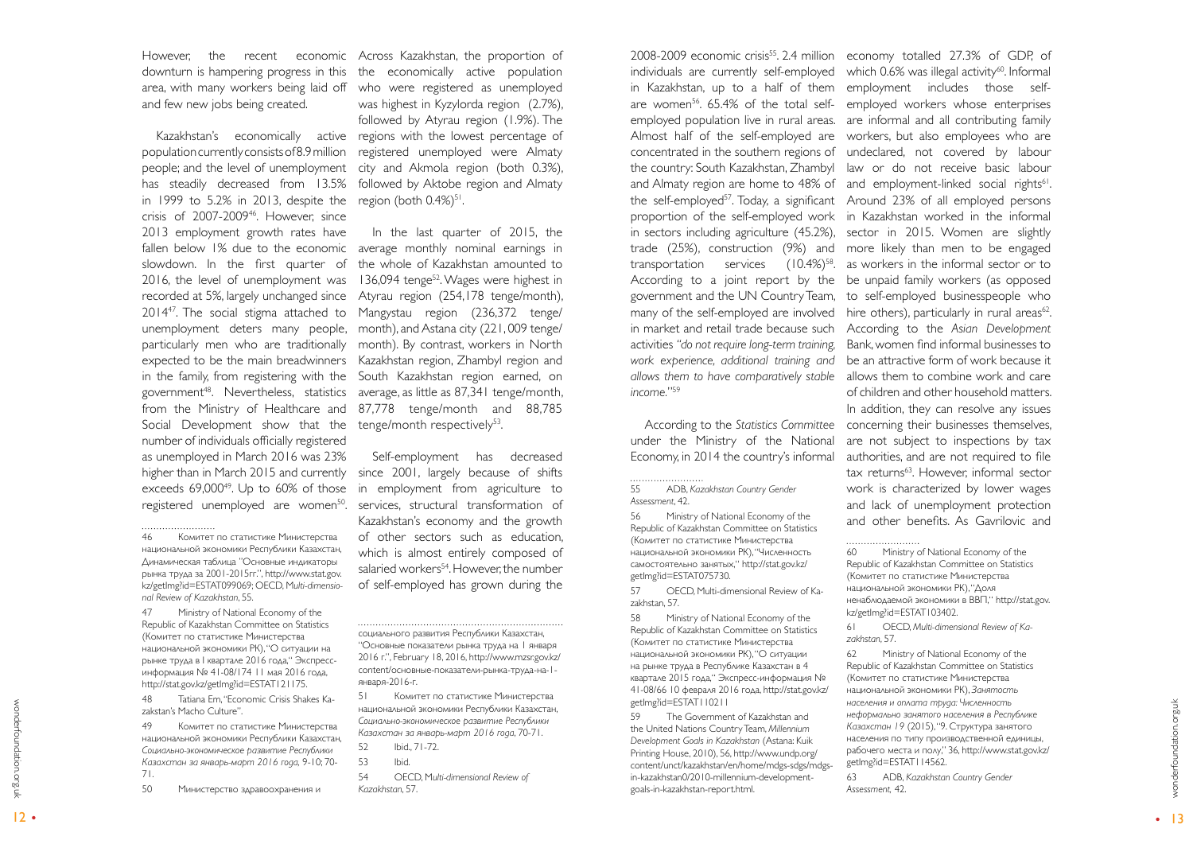However, the recent economic downturn is hampering progress in this area, with many workers being laid off and few new jobs being created.

Kazakhstan's economically active population currently consists of 8.9 million people; and the level of unemployment has steadily decreased from 13.5% in 1999 to 5.2% in 2013, despite the crisis of 2007-2009[46]. However, since 2013 employment growth rates have fallen below 1% due to the economic slowdown. In the first quarter of 2016, the level of unemployment was recorded at 5%, largely unchanged since 2014[47]. The social stigma attached to unemployment deters many people, particularly men who are traditionally expected to be the main breadwinners in the family, from registering with the government[48]. Nevertheless, statistics from the Ministry of Healthcare and Social Development show that the number of individuals officially registered as unemployed in March 2016 was 23% higher than in March 2015 and currently exceeds 69,000[49]. Up to 60% of those registered unemployed are women[50].

Across Kazakhstan, the proportion of the economically active population who were registered as unemployed was highest in Kyzylorda region (2.7%), followed by Atyrau region (1.9%). The regions with the lowest percentage of registered unemployed were Almaty city and Akmola region (both 0.3%), followed by Aktobe region and Almaty region (both 0.4%)[51].

In the last quarter of 2015, the average monthly nominal earnings in the whole of Kazakhstan amounted to 136,094 tenge[52]. Wages were highest in Atyrau region (254,178 tenge/month), Mangystau region (236,372 tenge/month), and Astana city (221,009 tenge/month). By contrast, workers in North Kazakhstan region, Zhambyl region and South Kazakhstan region earned, on average, as little as 87,341 tenge/month, 87,778 tenge/month and 88,785 tenge/month respectively[53].

Self-employment has decreased since 2001, largely because of shifts in employment from agriculture to services, structural transformation of Kazakhstan's economy and the growth of other sectors such as education, which is almost entirely composed of salaried workers[54]. However, the number of self-employed has grown during the 2008-2009 economic crisis[55]. 2.4 million individuals are currently self-employed in Kazakhstan, up to a half of them are women[56]. 65.4% of the total self-employed population live in rural areas. Almost half of the self-employed are concentrated in the southern regions of the country: South Kazakhstan, Zhambyl and Almaty region are home to 48% of the self-employed[57]. Today, a significant proportion of the self-employed work in sectors including agriculture (45.2%), trade (25%), construction (9%) and transportation services (10.4%)[58]. According to a joint report by the government and the UN Country Team, many of the self-employed are involved in market and retail trade because such activities *"do not require long-term training, work experience, additional training and allows them to have comparatively stable income."*[59]

According to the *Statistics Committee* under the Ministry of the National Economy, in 2014 the country's informal economy totalled 27.3% of GDP, of which 0.6% was illegal activity[60]. Informal employment includes those self-employed workers whose enterprises are informal and all contributing family workers, but also employees who are undeclared, not covered by labour law or do not receive basic labour and employment-linked social rights[61]. Around 23% of all employed persons in Kazakhstan worked in the informal sector in 2015. Women are slightly more likely than men to be engaged as workers in the informal sector or to be unpaid family workers (as opposed to self-employed businesspeople who hire others), particularly in rural areas[62]. According to the *Asian Development* Bank, women find informal businesses to be an attractive form of work because it allows them to combine work and care of children and other household matters. In addition, they can resolve any issues concerning their businesses themselves, are not subject to inspections by tax authorities, and are not required to file tax returns[63]. However, informal sector work is characterized by lower wages and lack of unemployment protection and other benefits. As Gavrilovic and

---

46 Комитет по статистике Министерства национальной экономики Республики Казахстан, Динамическая таблица "Основные индикаторы рынка труда за 2001-2015гг.", http://www.stat.gov.kz/getImg?id=ESTAT099069; OECD, *Multi-dimensional Review of Kazakhstan*, 55.

47 Ministry of National Economy of the Republic of Kazakhstan Committee on Statistics (Комитет по статистике Министерства национальной экономики РК), "О ситуации на рынке труда в I квартале 2016 года," Экспресс-информация № 41-08/174 11 мая 2016 года, http://stat.gov.kz/getImg?id=ESTAT121175.

48 Tatiana Em, "Economic Crisis Shakes Kazakstan's Macho Culture".

49 Комитет по статистике Министерства национальной экономики Республики Казахстан, *Социально-экономическое развитие Республики Казахстан за январь-март 2016 года*, 9-10; 70-71.

50 Министерство здравоохранения и социального развития Республики Казахстан, "Основные показатели рынка труда на 1 января 2016 г.", February 18, 2016, http://www.mzsr.gov.kz/content/основные-показатели-рынка-труда-на-1-января-2016-г.

51 Комитет по статистике Министерства национальной экономики Республики Казахстан, *Социально-экономическое развитие Республики Казахстан за январь-март 2016 года*, 70-71.

52 Ibid., 71-72.

53 Ibid.

54 OECD, *Multi-dimensional Review of Kazakhstan*, 57.

55 ADB, *Kazakhstan Country Gender Assessment*, 42.

56 Ministry of National Economy of the Republic of Kazakhstan Committee on Statistics (Комитет по статистике Министерства национальной экономики РК), "Численность самостоятельно занятых," http://stat.gov.kz/getImg?id=ESTAT075730.

57 OECD, Multi-dimensional Review of Kazakhstan, 57.

58 Ministry of National Economy of the Republic of Kazakhstan Committee on Statistics (Комитет по статистике Министерства национальной экономики РК), "О ситуации на рынке труда в Республике Казахстан в 4 квартале 2015 года," Экспресс-информация № 41-08/66 10 февраля 2016 года, http://stat.gov.kz/getImg?id=ESTAT110211

59 The Government of Kazakhstan and the United Nations Country Team, *Millennium Development Goals in Kazakhstan* (Astana: Kuik Printing House, 2010), 56, http://www.undp.org/content/unct/kazakhstan/en/home/mdgs-sdgs/mdgs-in-kazakhstan0/2010-millennium-development-goals-in-kazakhstan-report.html.

60 Ministry of National Economy of the Republic of Kazakhstan Committee on Statistics (Комитет по статистике Министерства национальной экономики РК), "Доля ненаблюдаемой экономики в ВВП," http://stat.gov.kz/getImg?id=ESTAT103402.

61 OECD, *Multi-dimensional Review of Kazakhstan*, 57.

62 Ministry of National Economy of the Republic of Kazakhstan Committee on Statistics (Комитет по статистике Министерства национальной экономики РК), *Занятость населения и оплата труда: Численность неформально занятого населения в Республике Казахстан 19* (2015), "9. Структура занятого населения по типу производственной единицы, рабочего места и полу," 36, http://www.stat.gov.kz/getImg?id=ESTAT114562.

63 ADB, *Kazakhstan Country Gender Assessment*, 42.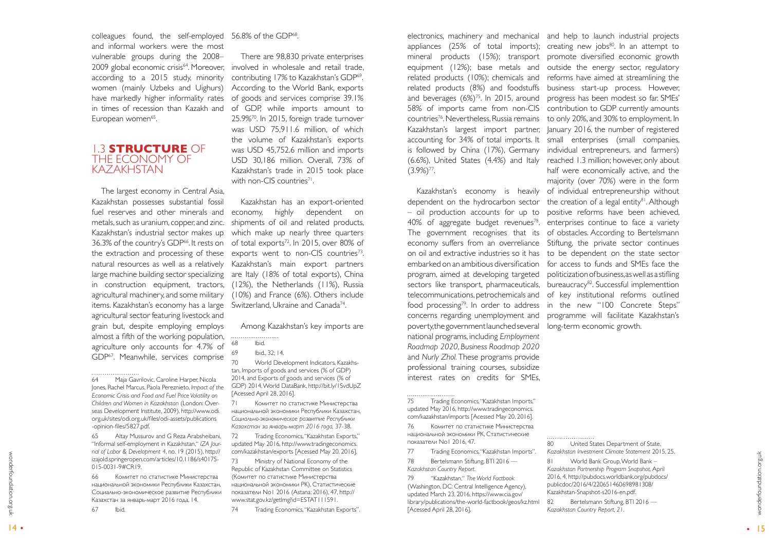colleagues found, the self-employed and informal workers were the most vulnerable groups during the 2008–2009 global economic crisis[64]. Moreover, according to a 2015 study, minority women (mainly Uzbeks and Uighurs) have markedly higher informality rates in times of recession than Kazakh and European women[65].

## 1.3 **STRUCTURE** OF THE ECONOMY OF KAZAKHSTAN

The largest economy in Central Asia, Kazakhstan possesses substantial fossil fuel reserves and other minerals and metals, such as uranium, copper, and zinc. Kazakhstan's industrial sector makes up 36.3% of the country's GDP[66]. It rests on the extraction and processing of these natural resources as well as a relatively large machine building sector specializing in construction equipment, tractors, agricultural machinery, and some military items. Kazakhstan's economy has a large agricultural sector featuring livestock and grain but, despite employing employs almost a fifth of the working population, agriculture only accounts for 4.7% of GDP[67]. Meanwhile, services comprise 56.8% of the GDP[68].

There are 98,830 private enterprises involved in wholesale and retail trade, contributing 17% to Kazakhstan's GDP[69]. According to the World Bank, exports of goods and services comprise 39.1% of GDP, while imports amount to 25.9%[70]. In 2015, foreign trade turnover was USD 75,911.6 million, of which the volume of Kazakhstan's exports was USD 45,752.6 million and imports USD 30,186 million. Overall, 73% of Kazakhstan's trade in 2015 took place with non-CIS countries[71].

Kazakhstan has an export-oriented economy, highly dependent on shipments of oil and related products, which make up nearly three quarters of total exports[72]. In 2015, over 80% of exports went to non-CIS countries[73]. Kazakhstan's main export partners are Italy (18% of total exports), China (12%), the Netherlands (11%), Russia (10%) and France (6%). Others include Switzerland, Ukraine and Canada[74].

Among Kazakhstan's key imports are electronics, machinery and mechanical appliances (25% of total imports); mineral products (15%); transport equipment (12%); base metals and related products (10%); chemicals and related products (8%) and foodstuffs and beverages (6%)[75]. In 2015, around 58% of imports came from non-CIS countries[76]. Nevertheless, Russia remains Kazakhstan's largest import partner, accounting for 34% of total imports. It is followed by China (17%), Germany (6.6%), United States (4.4%) and Italy (3.9%)[77].

Kazakhstan's economy is heavily dependent on the hydrocarbon sector – oil production accounts for up to 40% of aggregate budget revenues[78]. The government recognises that its economy suffers from an overreliance on oil and extractive industries so it has embarked on an ambitious diversification program, aimed at developing targeted sectors like transport, pharmaceuticals, telecommunications, petrochemicals and food processing[79]. In order to address concerns regarding unemployment and poverty, the government launched several national programs, including *Employment Roadmap 2020*, *Business Roadmap 2020* and *Nurly Zhol.* These programs provide professional training courses, subsidize interest rates on credits for SMEs, and help to launch industrial projects creating new jobs[80]. In an attempt to promote diversified economic growth outside the energy sector, regulatory reforms have aimed at streamlining the business start-up process. However, progress has been modest so far. SMEs' contribution to GDP currently amounts to only 20%, and 30% to employment. In January 2016, the number of registered small enterprises (small companies, individual entrepreneurs, and farmers) reached 1.3 million; however, only about half were economically active, and the majority (over 70%) were in the form of individual entrepreneurship without the creation of a legal entity[81]. Although positive reforms have been achieved, enterprises continue to face a variety of obstacles. According to Bertelsmann Stiftung, the private sector continues to be dependent on the state sector for access to funds and SMEs face the politicization of business, as well as a stifling bureaucracy[82]. Successful implementtion of key institutional reforms outlined in the new "100 Concrete Steps" programme will facilitate Kazakhstan's long-term economic growth.

---

64 Maja Gavrilovic, Caroline Harper, Nicola Jones, Rachel Marcus, Paola Pereznieto, *Impact of the Economic Crisis and Food and Fuel Price Volatility on Children and Women in Kazakhstan* (London: Overseas Development Institute, 2009), http://www.odi.org.uk/sites/odi.org.uk/files/odi-assets/publications-opinion-files/5827.pdf.

65 Altay Mussurov and G Reza Arabsheibani, "Informal self-employment in Kazakhstan," *IZA Journal of Labor & Development 4*, no. 19 (2015), http://izajold.springeropen.com/articles/10.1186/s40175-015-0031-9#CR19.

66 Комитет по статистике Министерства национальной экономики Республики Казахстан, Социально-экономическое развитие Республики Казахстан за январь-март 2016 года, 14.

67 Ibid.

68 Ibid.

69 Ibid., 32; 14.

70 World Development Indicators, Kazakhstan, Imports of goods and services (% of GDP) 2014, and Exports of goods and services (% of GDP) 2014, World DataBank, http://bit.ly/1SvdUpZ [Acessed April 28, 2016].

71 Комитет по статистике Министерства национальной экономики Республики Казахстан, *Социально-экономическое развитие Республики Казахстан за январь-март 2016 года,* 37-38.

72 Trading Economics, "Kazakhstan Exports," updated May 2016, http://www.tradingeconomics.com/kazakhstan/exports [Acessed May 20, 2016].

73 Ministry of National Economy of the Republic of Kazakhstan Committee on Statistics (Комитет по статистике Министерства национальной экономики РК), Статистические показатели No1 2016 (Astana: 2016), 47, http://www.stat.gov.kz/getImg?id=ESTAT111591.

74 Trading Economics, "Kazakhstan Exports".

75 Trading Economics, "Kazakhstan Imports," updated May 2016, http://www.tradingeconomics.com/kazakhstan/imports [Acessed May 20, 2016].

76 Комитет по статистике Министерства национальной экономики РК, Статистические показатели No1 2016, 47.

77 Trading Economics, "Kazakhstan Imports".

78 Bertelsmann Stiftung, BTI 2016 — *Kazakhstan Country Report.*

79 "Kazakhstan," *The World Factbook* (Washington, DC: Central Intelligence Agency), updated March 23, 2016, https://www.cia.gov/library/publications/the-world-factbook/geos/kz.html [Acessed April 28, 2016].

80 United States Department of State, *Kazakhstan Investment Climate Statement* 2015, 25.

81 World Bank Group, World Bank – *Kazakhstan Partnership Program Snapshot,* April 2016, 4, http://pubdocs.worldbank.org/pubdocs/publicdoc/2016/4/220651460698981308/Kazakhstan-Snapshot-s2016-en.pdf.

82 Bertelsmann Stiftung, BTI 2016 — *Kazakhstan Country Report, 21.*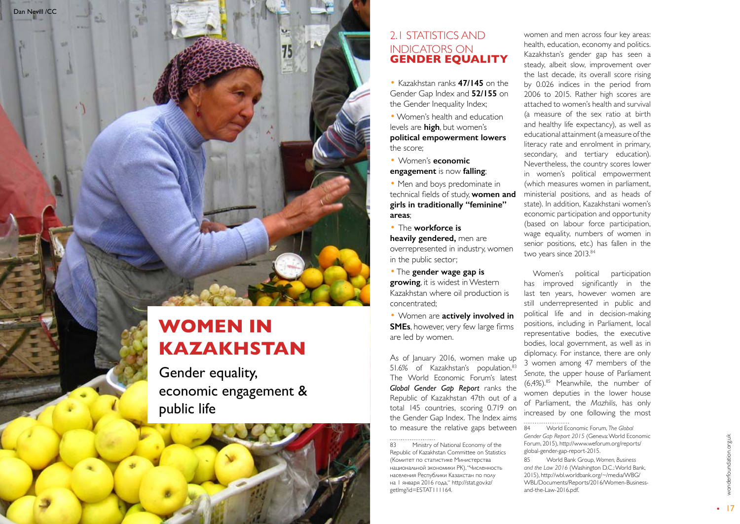Dan Nevill /CC

# WOMEN IN KAZAKHSTAN

Gender equality, economic engagement & public life

## 2.1 STATISTICS AND INDICATORS ON **GENDER EQUALITY**

- Kazakhstan ranks **47/145** on the Gender Gap Index and **52/155** on the Gender Inequality Index;
- Women's health and education levels are **high**, but women's **political empowerment lowers** the score;
- Women's **economic engagement** is now **falling**;
- Men and boys predominate in technical fields of study, **women and girls in traditionally "feminine" areas**;
- The **workforce is heavily gendered,** men are overrepresented in industry, women in the public sector;
- The **gender wage gap is growing**, it is widest in Western Kazakhstan where oil production is concentrated;
- Women are **actively involved in SMEs**, however, very few large firms are led by women.

As of January 2016, women make up 51.6% of Kazakhstan's population.[83] The World Economic Forum's latest ***Global Gender Gap Report*** ranks the Republic of Kazakhstan 47th out of a total 145 countries, scoring 0.719 on the Gender Gap Index. The Index aims to measure the relative gaps between women and men across four key areas: health, education, economy and politics. Kazakhstan's gender gap has seen a steady, albeit slow, improvement over the last decade, its overall score rising by 0.026 indices in the period from 2006 to 2015. Rather high scores are attached to women's health and survival (a measure of the sex ratio at birth and healthy life expectancy), as well as educational attainment (a measure of the literacy rate and enrolment in primary, secondary, and tertiary education). Nevertheless, the country scores lower in women's political empowerment (which measures women in parliament, ministerial positions, and as heads of state). In addition, Kazakhstani women's economic participation and opportunity (based on labour force participation, wage equality, numbers of women in senior positions, etc.) has fallen in the two years since 2013.[84]

Women's political participation has improved significantly in the last ten years, however women are still underrepresented in public and political life and in decision-making positions, including in Parliament, local representative bodies, the executive bodies, local government, as well as in diplomacy. For instance, there are only 3 women among 47 members of the *Senate*, the upper house of Parliament (6,4%).[85] Meanwhile, the number of women deputies in the lower house of Parliament, the *Mazhilis*, has only increased by one following the most

83 Ministry of National Economy of the Republic of Kazakhstan Committee on Statistics (Комитет по статистике Министерства национальной экономики РК), "Численность населения Республики Казахстан по полу на 1 января 2016 года," http://stat.gov.kz/getImg?id=ESTAT111164.

84 World Economic Forum, *The Global Gender Gap Report 2015* (Geneva: World Economic Forum, 2015), http://www.weforum.org/reports/global-gender-gap-report-2015.

85 World Bank Group, *Women, Business and the Law 2016* (Washington D.C.: World Bank, 2015), http://wbl.worldbank.org/~/media/WBG/WBL/Documents/Reports/2016/Women-Business-and-the-Law-2016.pdf.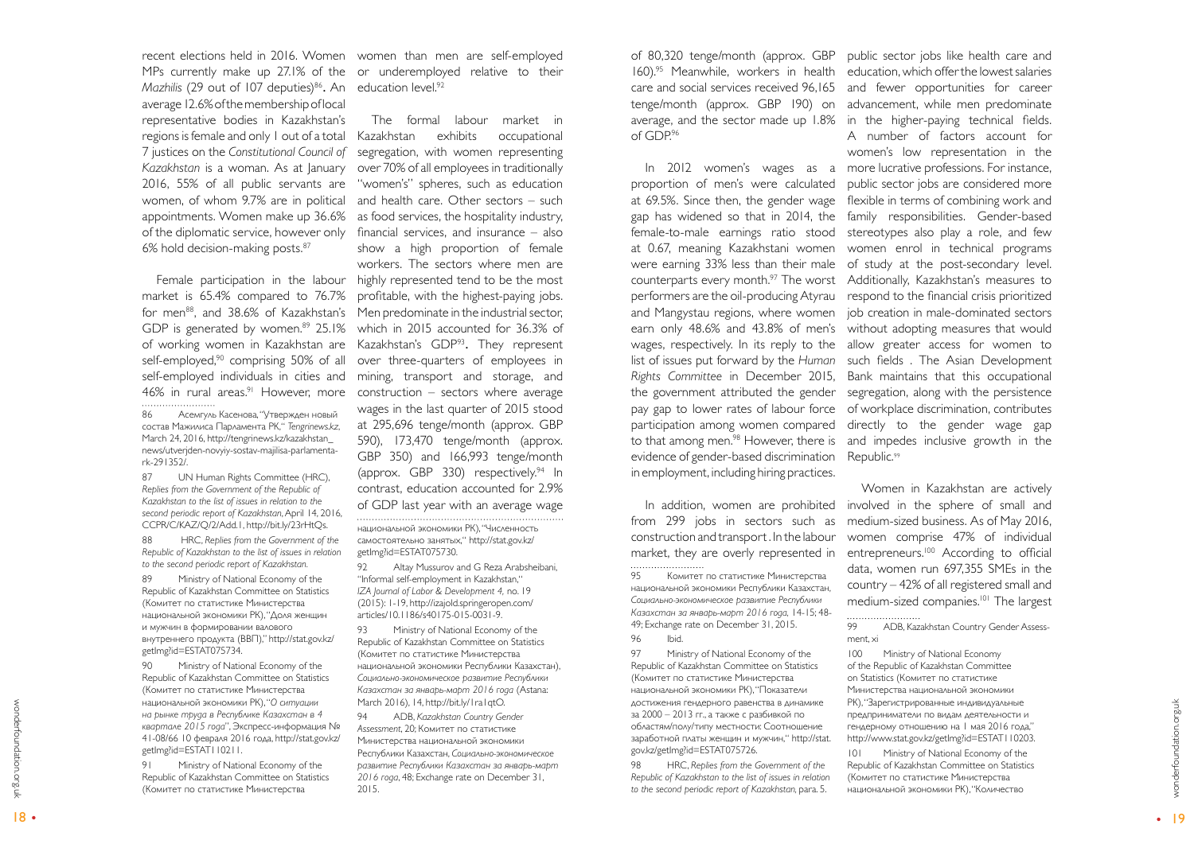recent elections held in 2016. Women MPs currently make up 27.1% of the *Mazhilis* (29 out of 107 deputies)[86]. An average 12.6% of the membership of local representative bodies in Kazakhstan's regions is female and only 1 out of a total 7 justices on the *Constitutional Council of Kazakhstan* is a woman. As at January 2016, 55% of all public servants are women, of whom 9.7% are in political appointments. Women make up 36.6% of the diplomatic service, however only 6% hold decision-making posts.[87]

Female participation in the labour market is 65.4% compared to 76.7% for men[88], and 38.6% of Kazakhstan's GDP is generated by women.[89] 25.1% of working women in Kazakhstan are self-employed,[90] comprising 50% of all self-employed individuals in cities and 46% in rural areas.[91] However, more women than men are self-employed or underemployed relative to their education level.[92]

The formal labour market in Kazakhstan exhibits occupational segregation, with women representing over 70% of all employees in traditionally "women's" spheres, such as education and health care. Other sectors – such as food services, the hospitality industry, financial services, and insurance – also show a high proportion of female workers. The sectors where men are highly represented tend to be the most profitable, with the highest-paying jobs. Men predominate in the industrial sector, which in 2015 accounted for 36.3% of Kazakhstan's GDP[93]. They represent over three-quarters of employees in mining, transport and storage, and construction – sectors where average wages in the last quarter of 2015 stood at 295,696 tenge/month (approx. GBP 590), 173,470 tenge/month (approx. GBP 350) and 166,993 tenge/month (approx. GBP 330) respectively.[94] In contrast, education accounted for 2.9% of GDP last year with an average wage of 80,320 tenge/month (approx. GBP 160).[95] Meanwhile, workers in health care and social services received 96,165 tenge/month (approx. GBP 190) on average, and the sector made up 1.8% of GDP.[96]

In 2012 women's wages as a proportion of men's were calculated at 69.5%. Since then, the gender wage gap has widened so that in 2014, the female-to-male earnings ratio stood at 0.67, meaning Kazakhstani women were earning 33% less than their male counterparts every month.[97] The worst performers are the oil-producing Atyrau and Mangystau regions, where women earn only 48.6% and 43.8% of men's wages, respectively. In its reply to the list of issues put forward by the *Human Rights Committee* in December 2015, the government attributed the gender pay gap to lower rates of labour force participation among women compared to that among men.[98] However, there is evidence of gender-based discrimination in employment, including hiring practices.

In addition, women are prohibited from 299 jobs in sectors such as construction and transport. In the labour market, they are overly represented in public sector jobs like health care and education, which offer the lowest salaries and fewer opportunities for career advancement, while men predominate in the higher-paying technical fields. A number of factors account for women's low representation in the more lucrative professions. For instance, public sector jobs are considered more flexible in terms of combining work and family responsibilities. Gender-based stereotypes also play a role, and few women enrol in technical programs of study at the post-secondary level. Additionally, Kazakhstan's measures to respond to the financial crisis prioritized job creation in male-dominated sectors without adopting measures that would allow greater access for women to such fields. The Asian Development Bank maintains that this occupational segregation, along with the persistence of workplace discrimination, contributes directly to the gender wage gap and impedes inclusive growth in the Republic.[99]

Women in Kazakhstan are actively involved in the sphere of small and medium-sized business. As of May 2016, women comprise 47% of individual entrepreneurs.[100] According to official data, women run 697,355 SMEs in the country – 42% of all registered small and medium-sized companies.[101] The largest

---

86 Асемгуль Касенова, "Утвержден новый состав Мажилиса Парламента РК," *Tengrinews.kz*, March 24, 2016, http://tengrinews.kz/kazakhstan_news/utverjden-novyiy-sostav-majilisa-parlamenta-rk-291352/.

87 UN Human Rights Committee (HRC), *Replies from the Government of the Republic of Kazakhstan to the list of issues in relation to the second periodic report of Kazakhstan*, April 14, 2016, CCPR/C/KAZ/Q/2/Add.1, http://bit.ly/23rHtQs.

88 HRC, *Replies from the Government of the Republic of Kazakhstan to the list of issues in relation to the second periodic report of Kazakhstan.*

89 Ministry of National Economy of the Republic of Kazakhstan Committee on Statistics (Комитет по статистике Министерства национальной экономики РК), "Доля женщин и мужчин в формировании валового внутреннего продукта (ВВП)," http://stat.gov.kz/getImg?id=ESTAT075734.

90 Ministry of National Economy of the Republic of Kazakhstan Committee on Statistics (Комитет по статистике Министерства национальной экономики РК), "*О ситуации на рынке труда в Республике Казахстан в 4 квартале 2015 года*", Экспресс-информация № 41-08/66 10 февраля 2016 года, http://stat.gov.kz/getImg?id=ESTAT110211.

91 Ministry of National Economy of the Republic of Kazakhstan Committee on Statistics (Комитет по статистике Министерства национальной экономики РК), "Численность самостоятельно занятых," http://stat.gov.kz/getImg?id=ESTAT075730.

92 Altay Mussurov and G Reza Arabsheibani, "Informal self-employment in Kazakhstan," *IZA Journal of Labor & Development 4*, no. 19 (2015): 1-19, http://izajold.springeropen.com/articles/10.1186/s40175-015-0031-9.

93 Ministry of National Economy of the Republic of Kazakhstan Committee on Statistics (Комитет по статистике Министерства национальной экономики Республики Казахстан), *Социально-экономическое развитие Республики Казахстан за январь-март 2016 года* (Astana: March 2016), 14, http://bit.ly/1ra1qtO.

94 ADB, *Kazakhstan Country Gender Assessment*, 20; Комитет по статистике Министерства национальной экономики Республики Казахстан, *Социально-экономическое развитие Республики Казахстан за январь-март 2016 года*, 48; Exchange rate on December 31, 2015.

95 Комитет по статистике Министерства национальной экономики Республики Казахстан, *Социально-экономическое развитие Республики Казахстан за январь-март 2016 года*, 14-15; 48-49; Exchange rate on December 31, 2015.

96 Ibid.

97 Ministry of National Economy of the Republic of Kazakhstan Committee on Statistics (Комитет по статистике Министерства национальной экономики РК), "Показатели достижения гендерного равенства в динамике за 2000 – 2013 гг., а также с разбивкой по областям/полу/типу местности: Соотношение заработной платы женщин и мужчин," http://stat.gov.kz/getImg?id=ESTAT075726.

98 HRC, *Replies from the Government of the Republic of Kazakhstan to the list of issues in relation to the second periodic report of Kazakhstan*, para. 5.

99 ADB, Kazakhstan Country Gender Assessment, xi

100 Ministry of National Economy of the Republic of Kazakhstan Committee on Statistics (Комитет по статистике Министерства национальной экономики РК), "Зарегистрированные индивидуальные предприниматели по видам деятельности и гендерному отношению на 1 мая 2016 года," http://www.stat.gov.kz/getImg?id=ESTAT110203.

101 Ministry of National Economy of the Republic of Kazakhstan Committee on Statistics (Комитет по статистике Министерства национальной экономики РК), "Количество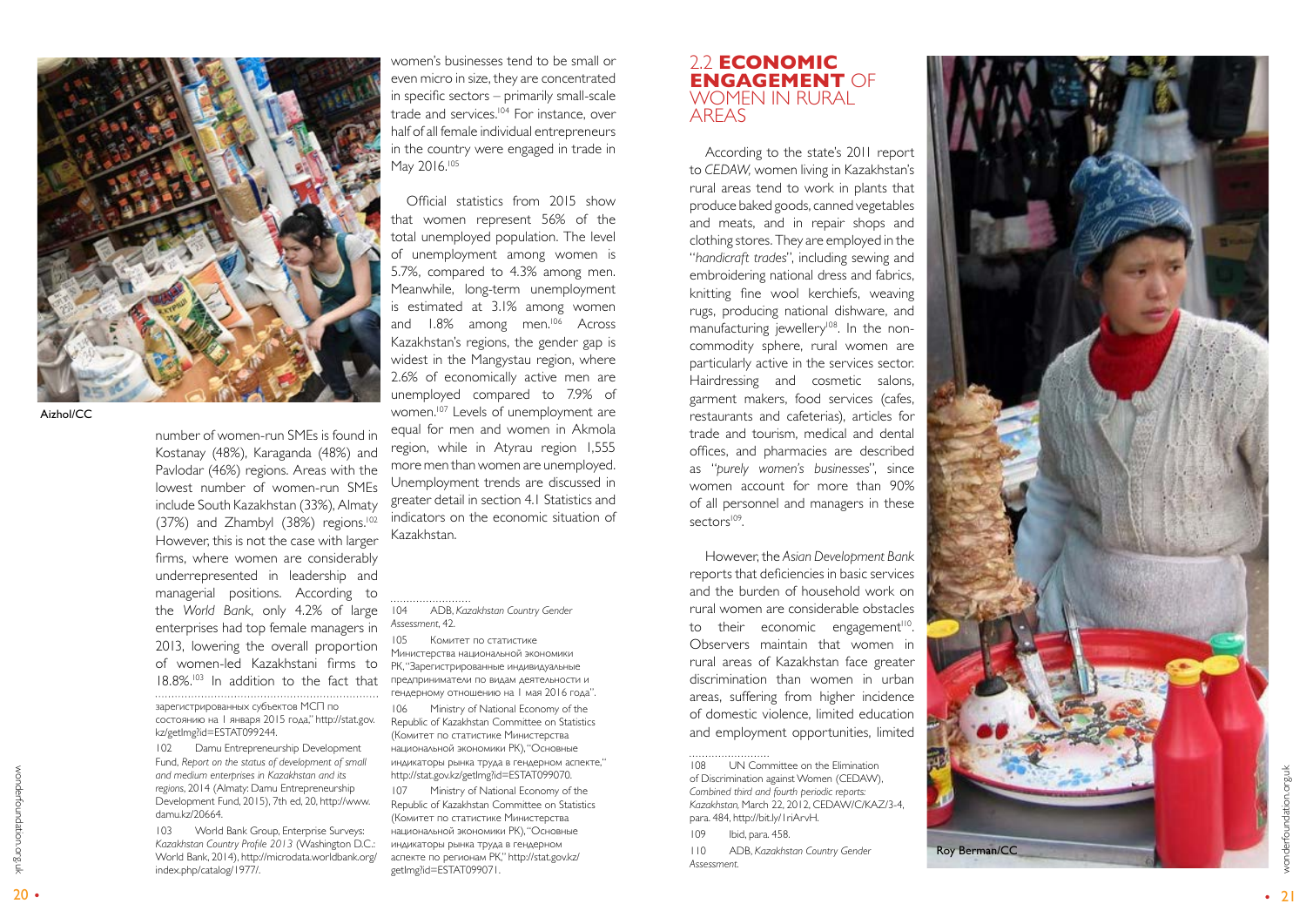Aizhol/CC

number of women-run SMEs is found in Kostanay (48%), Karaganda (48%) and Pavlodar (46%) regions. Areas with the lowest number of women-run SMEs include South Kazakhstan (33%), Almaty (37%) and Zhambyl (38%) regions.[102] However, this is not the case with larger firms, where women are considerably underrepresented in leadership and managerial positions. According to the *World Bank*, only 4.2% of large enterprises had top female managers in 2013, lowering the overall proportion of women-led Kazakhstani firms to 18.8%.[103] In addition to the fact that women's businesses tend to be small or even micro in size, they are concentrated in specific sectors – primarily small-scale trade and services.[104] For instance, over half of all female individual entrepreneurs in the country were engaged in trade in May 2016.[105]

Official statistics from 2015 show that women represent 56% of the total unemployed population. The level of unemployment among women is 5.7%, compared to 4.3% among men. Meanwhile, long-term unemployment is estimated at 3.1% among women and 1.8% among men.[106] Across Kazakhstan's regions, the gender gap is widest in the Mangystau region, where 2.6% of economically active men are unemployed compared to 7.9% of women.[107] Levels of unemployment are equal for men and women in Akmola region, while in Atyrau region 1,555 more men than women are unemployed. Unemployment trends are discussed in greater detail in section 4.1 Statistics and indicators on the economic situation of Kazakhstan.

зарегистрированных субъектов МСП по состоянию на 1 января 2015 года," http://stat.gov.kz/getImg?id=ESTAT099244.

102 Damu Entrepreneurship Development Fund, *Report on the status of development of small and medium enterprises in Kazakhstan and its regions*, 2014 (Almaty: Damu Entrepreneurship Development Fund, 2015), 7th ed, 20, http://www.damu.kz/20664.

103 World Bank Group, Enterprise Surveys: *Kazakhstan Country Profile 2013* (Washington D.C.: World Bank, 2014), http://microdata.worldbank.org/index.php/catalog/1977/.

104 ADB, *Kazakhstan Country Gender Assessment*, 42.

105 Комитет по статистике Министерства национальной экономики РК, "Зарегистрированные индивидуальные предприниматели по видам деятельности и гендерному отношению на 1 мая 2016 года".

106 Ministry of National Economy of the Republic of Kazakhstan Committee on Statistics (Комитет по статистике Министерства национальной экономики РК), "Основные индикаторы рынка труда в гендерном аспекте," http://stat.gov.kz/getImg?id=ESTAT099070.

107 Ministry of National Economy of the Republic of Kazakhstan Committee on Statistics (Комитет по статистике Министерства национальной экономики РК), "Основные индикаторы рынка труда в гендерном аспекте по регионам РК," http://stat.gov.kz/getImg?id=ESTAT099071.

## 2.2 ECONOMIC ENGAGEMENT OF WOMEN IN RURAL AREAS

According to the state's 2011 report to *CEDAW*, women living in Kazakhstan's rural areas tend to work in plants that produce baked goods, canned vegetables and meats, and in repair shops and clothing stores. They are employed in the "*handicraft trades*", including sewing and embroidering national dress and fabrics, knitting fine wool kerchiefs, weaving rugs, producing national dishware, and manufacturing jewellery[108]. In the non-commodity sphere, rural women are particularly active in the services sector. Hairdressing and cosmetic salons, garment makers, food services (cafes, restaurants and cafeterias), articles for trade and tourism, medical and dental offices, and pharmacies are described as "*purely women's businesses*", since women account for more than 90% of all personnel and managers in these sectors[109].

However, the *Asian Development Bank* reports that deficiencies in basic services and the burden of household work on rural women are considerable obstacles to their economic engagement[110]. Observers maintain that women in rural areas of Kazakhstan face greater discrimination than women in urban areas, suffering from higher incidence of domestic violence, limited education and employment opportunities, limited

108 UN Committee on the Elimination of Discrimination against Women (CEDAW), *Combined third and fourth periodic reports: Kazakhstan*, March 22, 2012, CEDAW/C/KAZ/3-4, para. 484, http://bit.ly/1riArvH.

109 Ibid, para. 458.

110 ADB, *Kazakhstan Country Gender Assessment*.

Roy Berman/CC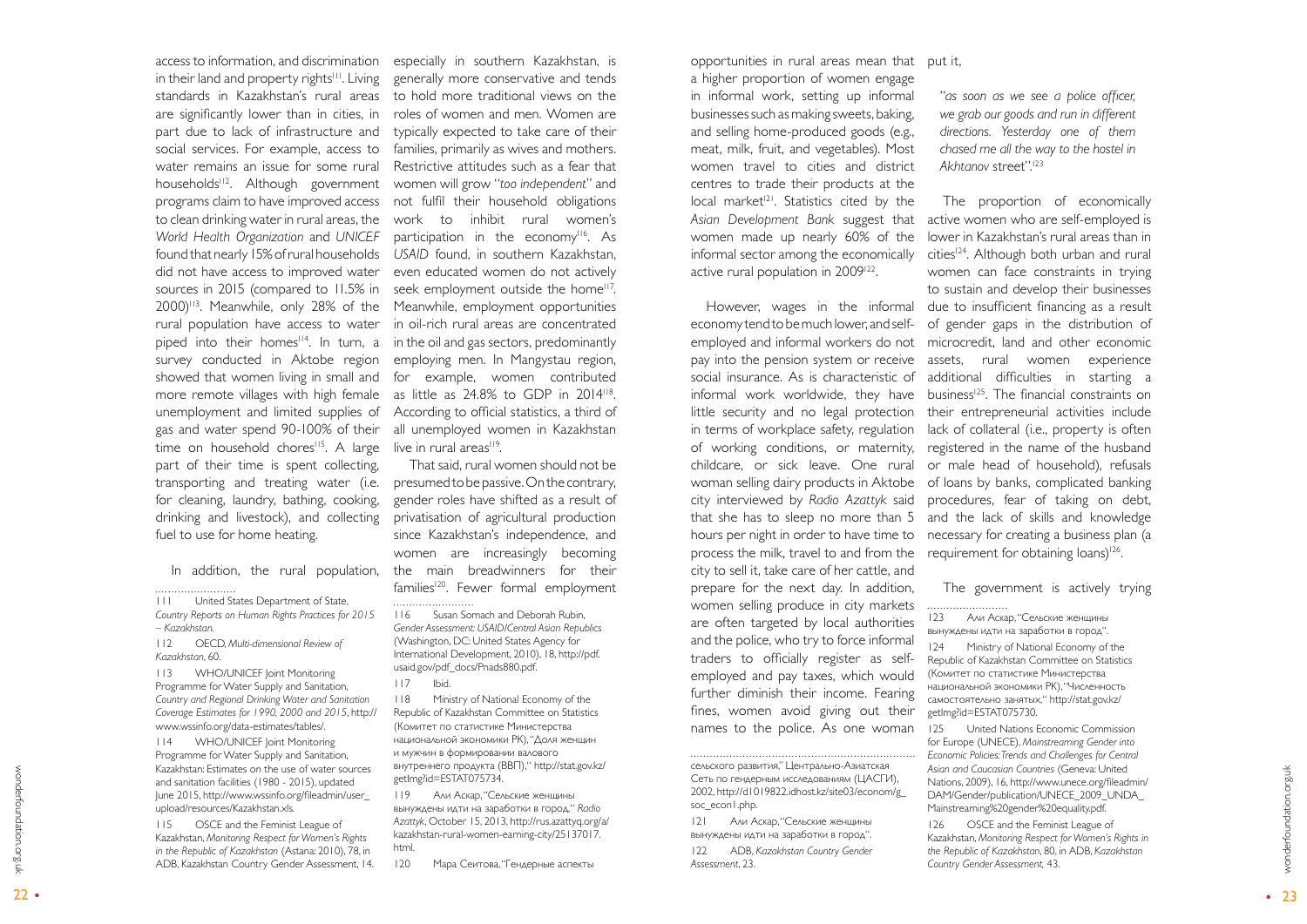access to information, and discrimination in their land and property rights[111]. Living standards in Kazakhstan's rural areas are significantly lower than in cities, in part due to lack of infrastructure and social services. For example, access to water remains an issue for some rural households[112]. Although government programs claim to have improved access to clean drinking water in rural areas, the *World Health Organization* and *UNICEF* found that nearly 15% of rural households did not have access to improved water sources in 2015 (compared to 11.5% in 2000)[113]. Meanwhile, only 28% of the rural population have access to water piped into their homes[114]. In turn, a survey conducted in Aktobe region showed that women living in small and more remote villages with high female unemployment and limited supplies of gas and water spend 90-100% of their time on household chores[115]. A large part of their time is spent collecting, transporting and treating water (i.e. for cleaning, laundry, bathing, cooking, drinking and livestock), and collecting fuel to use for home heating.

In addition, the rural population, especially in southern Kazakhstan, is generally more conservative and tends to hold more traditional views on the roles of women and men. Women are typically expected to take care of their families, primarily as wives and mothers. Restrictive attitudes such as a fear that women will grow "*too independent*" and not fulfil their household obligations work to inhibit rural women's participation in the economy[116]. As *USAID* found, in southern Kazakhstan, even educated women do not actively seek employment outside the home[117]. Meanwhile, employment opportunities in oil-rich rural areas are concentrated in the oil and gas sectors, predominantly employing men. In Mangystau region, for example, women contributed as little as 24.8% to GDP in 2014[118]. According to official statistics, a third of all unemployed women in Kazakhstan live in rural areas[119].

That said, rural women should not be presumed to be passive. On the contrary, gender roles have shifted as a result of privatisation of agricultural production since Kazakhstan's independence, and women are increasingly becoming the main breadwinners for their families[120]. Fewer formal employment opportunities in rural areas mean that a higher proportion of women engage in informal work, setting up informal businesses such as making sweets, baking, and selling home-produced goods (e.g., meat, milk, fruit, and vegetables). Most women travel to cities and district centres to trade their products at the local market[121]. Statistics cited by the *Asian Development Bank* suggest that women made up nearly 60% of the informal sector among the economically active rural population in 2009[122].

However, wages in the informal economy tend to be much lower, and self-employed and informal workers do not pay into the pension system or receive social insurance. As is characteristic of informal work worldwide, they have little security and no legal protection in terms of workplace safety, regulation of working conditions, or maternity, childcare, or sick leave. One rural woman selling dairy products in Aktobe city interviewed by *Radio Azattyk* said that she has to sleep no more than 5 hours per night in order to have time to process the milk, travel to and from the city to sell it, take care of her cattle, and prepare for the next day. In addition, women selling produce in city markets are often targeted by local authorities and the police, who try to force informal traders to officially register as self-employed and pay taxes, which would further diminish their income. Fearing fines, women avoid giving out their names to the police. As one woman put it,

> "*as soon as we see a police officer, we grab our goods and run in different directions. Yesterday one of them chased me all the way to the hostel in Akhtanov street*".[123]

The proportion of economically active women who are self-employed is lower in Kazakhstan's rural areas than in cities[124]. Although both urban and rural women can face constraints in trying to sustain and develop their businesses due to insufficient financing as a result of gender gaps in the distribution of microcredit, land and other economic assets, rural women experience additional difficulties in starting a business[125]. The financial constraints on their entrepreneurial activities include lack of collateral (i.e., property is often registered in the name of the husband or male head of household), refusals of loans by banks, complicated banking procedures, fear of taking on debt, and the lack of skills and knowledge necessary for creating a business plan (a requirement for obtaining loans)[126].

The government is actively trying

---

111 United States Department of State, *Country Reports on Human Rights Practices for 2015 – Kazakhstan.*

112 OECD, *Multi-dimensional Review of Kazakhstan*, 60.

113 WHO/UNICEF Joint Monitoring Programme for Water Supply and Sanitation, *Country and Regional Drinking Water and Sanitation Coverage Estimates for 1990, 2000 and 2015*, http://www.wssinfo.org/data-estimates/tables/.

114 WHO/UNICEF Joint Monitoring Programme for Water Supply and Sanitation, Kazakhstan: Estimates on the use of water sources and sanitation facilities (1980 - 2015), updated June 2015, http://www.wssinfo.org/fileadmin/user_upload/resources/Kazakhstan.xls.

115 OSCE and the Feminist League of Kazakhstan, *Monitoring Respect for Women's Rights in the Republic of Kazakhstan* (Astana: 2010), 78, in ADB, Kazakhstan Country Gender Assessment, 14.

116 Susan Somach and Deborah Rubin, *Gender Assessment: USAID/Central Asian Republics* (Washington, DC: United States Agency for International Development, 2010), 18, http://pdf.usaid.gov/pdf_docs/Pnads880.pdf.

117 Ibid.

118 Ministry of National Economy of the Republic of Kazakhstan Committee on Statistics (Комитет по статистике Министерства национальной экономики РК), "Доля женщин и мужчин в формировании валового внутреннего продукта (ВВП)," http://stat.gov.kz/getImg?id=ESTAT075734.

119 Али Аскар, "Сельские женщины вынуждены идти на заработки в город," *Radio Azattyk*, October 15, 2013, http://rus.azattyq.org/a/kazakhstan-rural-women-earning-city/25137017.html.

120 Мара Сеитова, "Гендерные аспекты сельского развития," Центрально-Азиатская Сеть по гендерным исследованиям (ЦАСГИ), 2002, http://d1019822.idhost.kz/site03/econom/g_soc_econ1.php.

121 Али Аскар, "Сельские женщины вынуждены идти на заработки в город".

122 ADB, *Kazakhstan Country Gender Assessment*, 23.

123 Али Аскар, "Сельские женщины вынуждены идти на заработки в город".

124 Ministry of National Economy of the Republic of Kazakhstan Committee on Statistics (Комитет по статистике Министерства национальной экономики РК), "Численность самостоятельно занятых," http://stat.gov.kz/getImg?id=ESTAT075730.

125 United Nations Economic Commission for Europe (UNECE), *Mainstreaming Gender into Economic Policies: Trends and Challenges for Central Asian and Caucasian Countries* (Geneva: United Nations, 2009), 16, http://www.unece.org/fileadmin/DAM/Gender/publication/UNECE_2009_UNDA_Mainstreaming%20gender%20equality.pdf.

126 OSCE and the Feminist League of Kazakhstan, *Monitoring Respect for Women's Rights in the Republic of Kazakhstan*, 80, in ADB, *Kazakhstan Country Gender Assessment*, 43.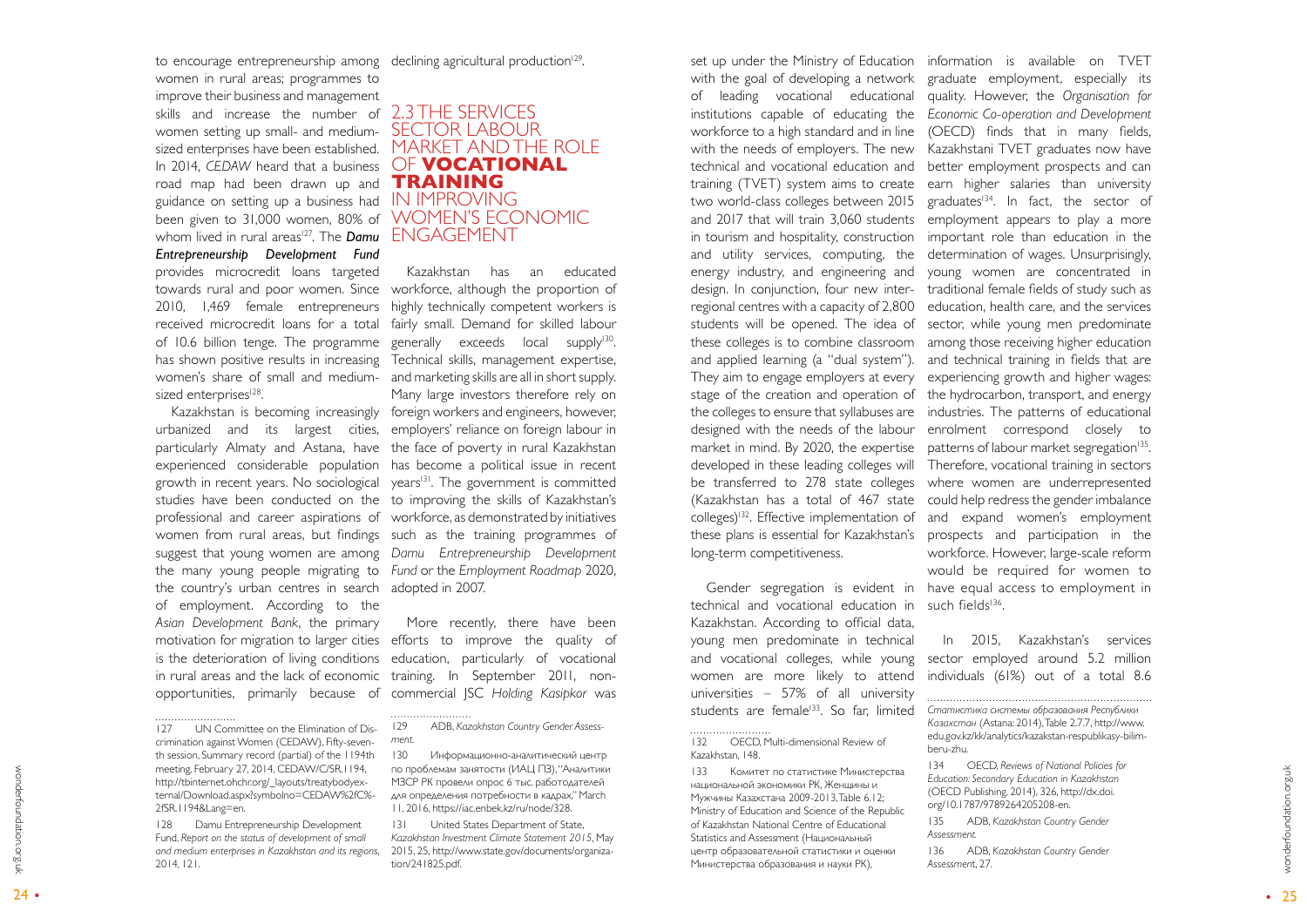to encourage entrepreneurship among women in rural areas; programmes to improve their business and management skills and increase the number of women setting up small- and medium-sized enterprises have been established. In 2014, *CEDAW* heard that a business road map had been drawn up and guidance on setting up a business had been given to 31,000 women, 80% of whom lived in rural areas[127]. The ***Damu Entrepreneurship Development Fund*** provides microcredit loans targeted towards rural and poor women. Since 2010, 1,469 female entrepreneurs received microcredit loans for a total of 10.6 billion tenge. The programme has shown positive results in increasing women's share of small and medium-sized enterprises[128].

Kazakhstan is becoming increasingly urbanized and its largest cities, particularly Almaty and Astana, have experienced considerable population growth in recent years. No sociological studies have been conducted on the professional and career aspirations of women from rural areas, but findings suggest that young women are among the many young people migrating to the country's urban centres in search of employment. According to the *Asian Development Bank*, the primary motivation for migration to larger cities is the deterioration of living conditions in rural areas and the lack of economic opportunities, primarily because of declining agricultural production[129].

## 2.3 THE SERVICES SECTOR LABOUR MARKET AND THE ROLE OF **VOCATIONAL TRAINING** IN IMPROVING WOMEN'S ECONOMIC ENGAGEMENT

Kazakhstan has an educated workforce, although the proportion of highly technically competent workers is fairly small. Demand for skilled labour generally exceeds local supply[130]. Technical skills, management expertise, and marketing skills are all in short supply. Many large investors therefore rely on foreign workers and engineers, however, employers' reliance on foreign labour in the face of poverty in rural Kazakhstan has become a political issue in recent years[131]. The government is committed to improving the skills of Kazakhstan's workforce, as demonstrated by initiatives such as the training programmes of *Damu Entrepreneurship Development Fund* or the *Employment Roadmap* 2020, adopted in 2007.

More recently, there have been efforts to improve the quality of education, particularly of vocational training. In September 2011, non-commercial JSC *Holding Kasipkor* was set up under the Ministry of Education with the goal of developing a network of leading vocational educational institutions capable of educating the workforce to a high standard and in line with the needs of employers. The new technical and vocational education and training (TVET) system aims to create two world-class colleges between 2015 and 2017 that will train 3,060 students in tourism and hospitality, construction and utility services, computing, the energy industry, and engineering and design. In conjunction, four new inter-regional centres with a capacity of 2,800 students will be opened. The idea of these colleges is to combine classroom and applied learning (a "dual system"). They aim to engage employers at every stage of the creation and operation of the colleges to ensure that syllabuses are designed with the needs of the labour market in mind. By 2020, the expertise developed in these leading colleges will be transferred to 278 state colleges (Kazakhstan has a total of 467 state colleges)[132]. Effective implementation of these plans is essential for Kazakhstan's long-term competitiveness.

Gender segregation is evident in technical and vocational education in Kazakhstan. According to official data, young men predominate in technical and vocational colleges, while young women are more likely to attend universities – 57% of all university students are female[133]. So far, limited information is available on TVET graduate employment, especially its quality. However, the *Organisation for Economic Co-operation and Development* (OECD) finds that in many fields, Kazakhstani TVET graduates now have better employment prospects and can earn higher salaries than university graduates[134]. In fact, the sector of employment appears to play a more important role than education in the determination of wages. Unsurprisingly, young women are concentrated in traditional female fields of study such as education, health care, and the services sector, while young men predominate among those receiving higher education and technical training in fields that are experiencing growth and higher wages: the hydrocarbon, transport, and energy industries. The patterns of educational enrolment correspond closely to patterns of labour market segregation[135]. Therefore, vocational training in sectors where women are underrepresented could help redress the gender imbalance and expand women's employment prospects and participation in the workforce. However, large-scale reform would be required for women to have equal access to employment in such fields[136].

In 2015, Kazakhstan's services sector employed around 5.2 million individuals (61%) out of a total 8.6

---

127 UN Committee on the Elimination of Discrimination against Women (CEDAW), Fifty-seventh session, Summary record (partial) of the 1194th meeting, February 27, 2014, CEDAW/C/SR.1194, http://tbinternet.ohchr.org/_layouts/treatybodyexternal/Download.aspx?symbolno=CEDAW%2fC%2fSR.1194&Lang=en.

128 Damu Entrepreneurship Development Fund, *Report on the status of development of small and medium enterprises in Kazakhstan and its regions*, 2014, 121.

129 ADB, *Kazakhstan Country Gender Assessment.*

130 Информационно-аналитический центр по проблемам занятости (ИАЦ ПЗ), "Аналитики МЗСР РК провели опрос 6 тыс. работодателей для определения потребности в кадрах," March 11, 2016, https://iac.enbek.kz/ru/node/328.

131 United States Department of State, *Kazakhstan Investment Climate Statement 2015*, May 2015, 25, http://www.state.gov/documents/organization/241825.pdf.

132 OECD, Multi-dimensional Review of Kazakhstan, 148.

133 Комитет по статистике Министерства национальной экономики РК, Женщины и Мужчины Казахстана 2009-2013, Table 6.12; Ministry of Education and Science of the Republic of Kazakhstan National Centre of Educational Statistics and Assessment (Национальный центр образовательной статистики и оценки Министерства образования и науки РК), *Статистика системы образования Республики Казахстан* (Astana: 2014), Table 2.7.7, http://www.edu.gov.kz/kk/analytics/kazakstan-respublikasy-bilim-beru-zhu.

134 OECD, *Reviews of National Policies for Education: Secondary Education in Kazakhstan* (OECD Publishing, 2014), 326, http://dx.doi.org/10.1787/9789264205208-en.

135 ADB, *Kazakhstan Country Gender Assessment.*

136 ADB, *Kazakhstan Country Gender Assessment*, 27.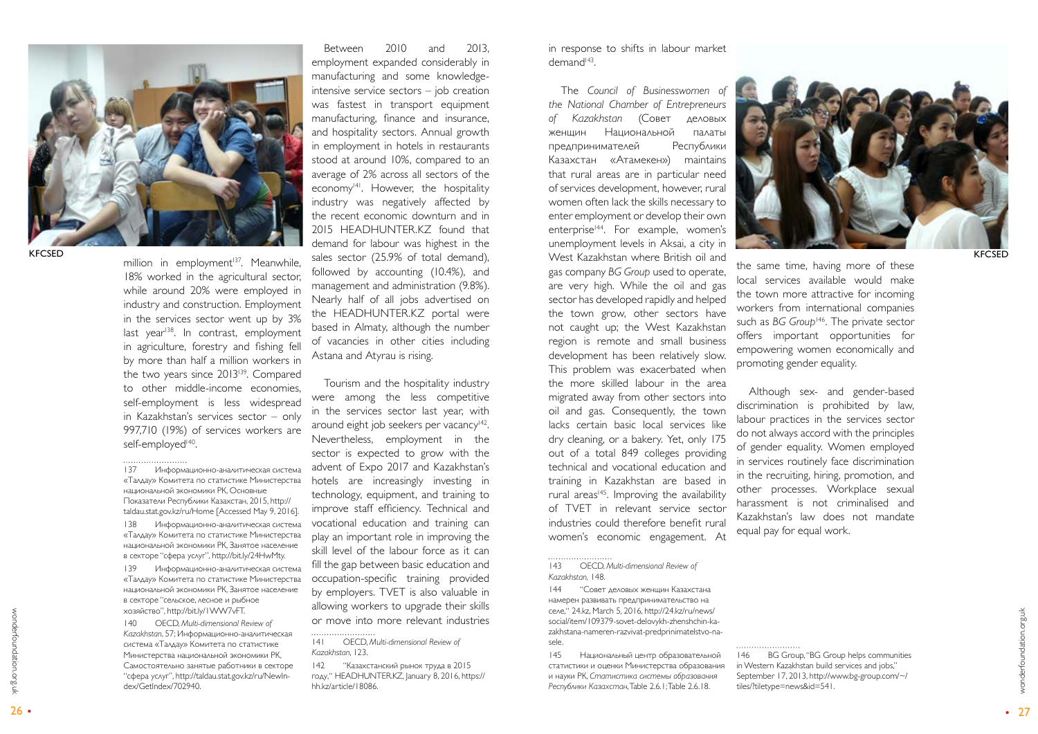KFCSED

million in employment[137]. Meanwhile, 18% worked in the agricultural sector, while around 20% were employed in industry and construction. Employment in the services sector went up by 3% last year[138]. In contrast, employment in agriculture, forestry and fishing fell by more than half a million workers in the two years since 2013[139]. Compared to other middle-income economies, self-employment is less widespread in Kazakhstan's services sector – only 997,710 (19%) of services workers are self-employed[140].

137 Информационно-аналитическая система «Талдау» Комитета по статистике Министерства национальной экономики РК, Основные Показатели Республики Казахстан, 2015, http://taldau.stat.gov.kz/ru/Home [Accessed May 9, 2016].

138 Информационно-аналитическая система «Талдау» Комитета по статистике Министерства национальной экономики РК, Занятое население в секторе "сфера услуг", http://bit.ly/24HwMty.

139 Информационно-аналитическая система «Талдау» Комитета по статистике Министерства национальной экономики РК, Занятое население в секторе "сельское, лесное и рыбное хозяйство", http://bit.ly/1WW7vFT.

140 OECD, *Multi-dimensional Review of Kazakhstan*, 57; Информационно-аналитическая система «Талдау» Комитета по статистике Министерства национальной экономики РК, Самостоятельно занятые работники в секторе "сфера услуг", http://taldau.stat.gov.kz/ru/NewIndex/GetIndex/702940.

Between 2010 and 2013, employment expanded considerably in manufacturing and some knowledge-intensive service sectors – job creation was fastest in transport equipment manufacturing, finance and insurance, and hospitality sectors. Annual growth in employment in hotels in restaurants stood at around 10%, compared to an average of 2% across all sectors of the economy[141]. However, the hospitality industry was negatively affected by the recent economic downturn and in 2015 HEADHUNTER.KZ found that demand for labour was highest in the sales sector (25.9% of total demand), followed by accounting (10.4%), and management and administration (9.8%). Nearly half of all jobs advertised on the HEADHUNTER.KZ portal were based in Almaty, although the number of vacancies in other cities including Astana and Atyrau is rising.

Tourism and the hospitality industry were among the less competitive in the services sector last year, with around eight job seekers per vacancy[142]. Nevertheless, employment in the sector is expected to grow with the advent of Expo 2017 and Kazakhstan's hotels are increasingly investing in technology, equipment, and training to improve staff efficiency. Technical and vocational education and training can play an important role in improving the skill level of the labour force as it can fill the gap between basic education and occupation-specific training provided by employers. TVET is also valuable in allowing workers to upgrade their skills or move into more relevant industries in response to shifts in labour market demand[143].

141 OECD, *Multi-dimensional Review of Kazakhstan*, 123.

142 "Казахстанский рынок труда в 2015 году," HEADHUNTER.KZ, January 8, 2016, https://hh.kz/article/18086.

The *Council of Businesswomen of the National Chamber of Entrepreneurs of Kazakhstan* (Совет деловых женщин Национальной палаты предпринимателей Республики Казахстан «Атамекен») maintains that rural areas are in particular need of services development, however, rural women often lack the skills necessary to enter employment or develop their own enterprise[144]. For example, women's unemployment levels in Aksai, a city in West Kazakhstan where British oil and gas company *BG Group* used to operate, are very high. While the oil and gas sector has developed rapidly and helped the town grow, other sectors have not caught up; the West Kazakhstan region is remote and small business development has been relatively slow. This problem was exacerbated when the more skilled labour in the area migrated away from other sectors into oil and gas. Consequently, the town lacks certain basic local services like dry cleaning, or a bakery. Yet, only 175 out of a total 849 colleges providing technical and vocational education and training in Kazakhstan are based in rural areas[145]. Improving the availability of TVET in relevant service sector industries could therefore benefit rural women's economic engagement. At the same time, having more of these local services available would make the town more attractive for incoming workers from international companies such as *BG Group*[146]. The private sector offers important opportunities for empowering women economically and promoting gender equality.

143 OECD, *Multi-dimensional Review of Kazakhstan*, 148.

144 "Совет деловых женщин Казахстана намерен развивать предпринимательство на селе," 24.kz, March 5, 2016, http://24.kz/ru/news/social/item/109379-sovet-delovykh-zhenshchin-kazakhstana-nameren-razvivat-predprinimatelstvo-na-sele.

145 Национальный центр образовательной статистики и оценки Министерства образования и науки РК, *Статистика системы образования Республики Казахстан*, Table 2.6.1; Table 2.6.18.

KFCSED

Although sex- and gender-based discrimination is prohibited by law, labour practices in the services sector do not always accord with the principles of gender equality. Women employed in services routinely face discrimination in the recruiting, hiring, promotion, and other processes. Workplace sexual harassment is not criminalised and Kazakhstan's law does not mandate equal pay for equal work.

146 BG Group, "BG Group helps communities in Western Kazakhstan build services and jobs," September 17, 2013, http://www.bg-group.com/~/tiles/?tiletype=news&id=541.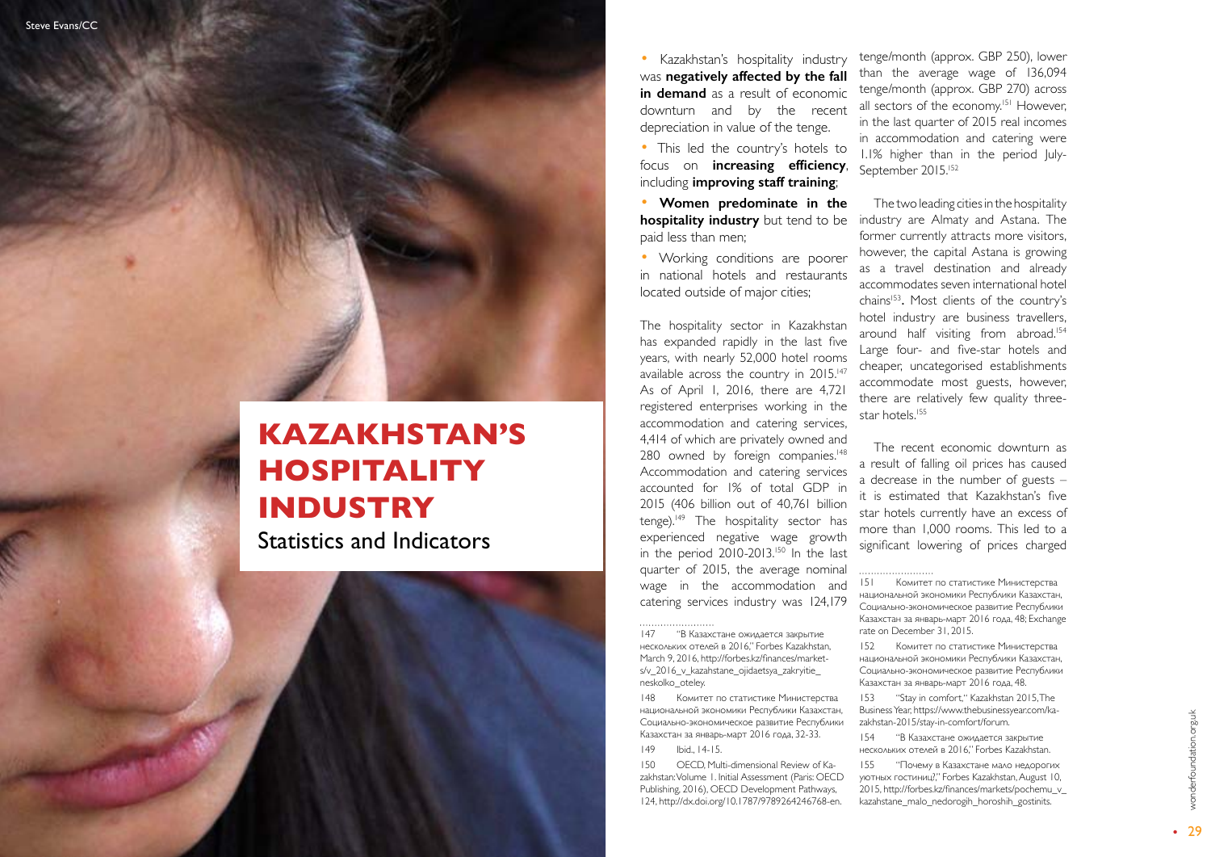# KAZAKHSTAN'S HOSPITALITY INDUSTRY

Statistics and Indicators

- Kazakhstan's hospitality industry was **negatively affected by the fall in demand** as a result of economic downturn and by the recent depreciation in value of the tenge.
- This led the country's hotels to focus on **increasing efficiency**, including **improving staff training**;
- **Women predominate in the hospitality industry** but tend to be paid less than men;
- Working conditions are poorer in national hotels and restaurants located outside of major cities;

The hospitality sector in Kazakhstan has expanded rapidly in the last five years, with nearly 52,000 hotel rooms available across the country in 2015.[147] As of April 1, 2016, there are 4,721 registered enterprises working in the accommodation and catering services, 4,414 of which are privately owned and 280 owned by foreign companies.[148] Accommodation and catering services accounted for 1% of total GDP in 2015 (406 billion out of 40,761 billion tenge).[149] The hospitality sector has experienced negative wage growth in the period 2010-2013.[150] In the last quarter of 2015, the average nominal wage in the accommodation and catering services industry was 124,179 tenge/month (approx. GBP 250), lower than the average wage of 136,094 tenge/month (approx. GBP 270) across all sectors of the economy.[151] However, in the last quarter of 2015 real incomes in accommodation and catering were 1.1% higher than in the period July-September 2015.[152]

The two leading cities in the hospitality industry are Almaty and Astana. The former currently attracts more visitors, however, the capital Astana is growing as a travel destination and already accommodates seven international hotel chains[153]. Most clients of the country's hotel industry are business travellers, around half visiting from abroad.[154] Large four- and five-star hotels and cheaper, uncategorised establishments accommodate most guests, however, there are relatively few quality three-star hotels.[155]

The recent economic downturn as a result of falling oil prices has caused a decrease in the number of guests – it is estimated that Kazakhstan's five star hotels currently have an excess of more than 1,000 rooms. This led to a significant lowering of prices charged

---

147 "В Казахстане ожидается закрытие нескольких отелей в 2016," Forbes Kazakhstan, March 9, 2016, http://forbes.kz/finances/markets/v_2016_v_kazahstane_ojidaetsya_zakryitie_neskolko_oteley.

148 Комитет по статистике Министерства национальной экономики Республики Казахстан, Социально-экономическое развитие Республики Казахстан за январь-март 2016 года, 32-33.

149 Ibid., 14-15.

150 OECD, Multi-dimensional Review of Kazakhstan: Volume 1. Initial Assessment (Paris: OECD Publishing, 2016), OECD Development Pathways, 124, http://dx.doi.org/10.1787/9789264246768-en.

151 Комитет по статистике Министерства национальной экономики Республики Казахстан, Социально-экономическое развитие Республики Казахстан за январь-март 2016 года, 48; Exchange rate on December 31, 2015.

152 Комитет по статистике Министерства национальной экономики Республики Казахстан, Социально-экономическое развитие Республики Казахстан за январь-март 2016 года, 48.

153 "Stay in comfort," Kazakhstan 2015, The Business Year, https://www.thebusinessyear.com/kazakhstan-2015/stay-in-comfort/forum.

154 "В Казахстане ожидается закрытие нескольких отелей в 2016," Forbes Kazakhstan.

155 "Почему в Казахстане мало недорогих уютных гостиниц?," Forbes Kazakhstan, August 10, 2015, http://forbes.kz/finances/markets/pochemu_v_kazahstane_malo_nedorogih_horoshih_gostinits.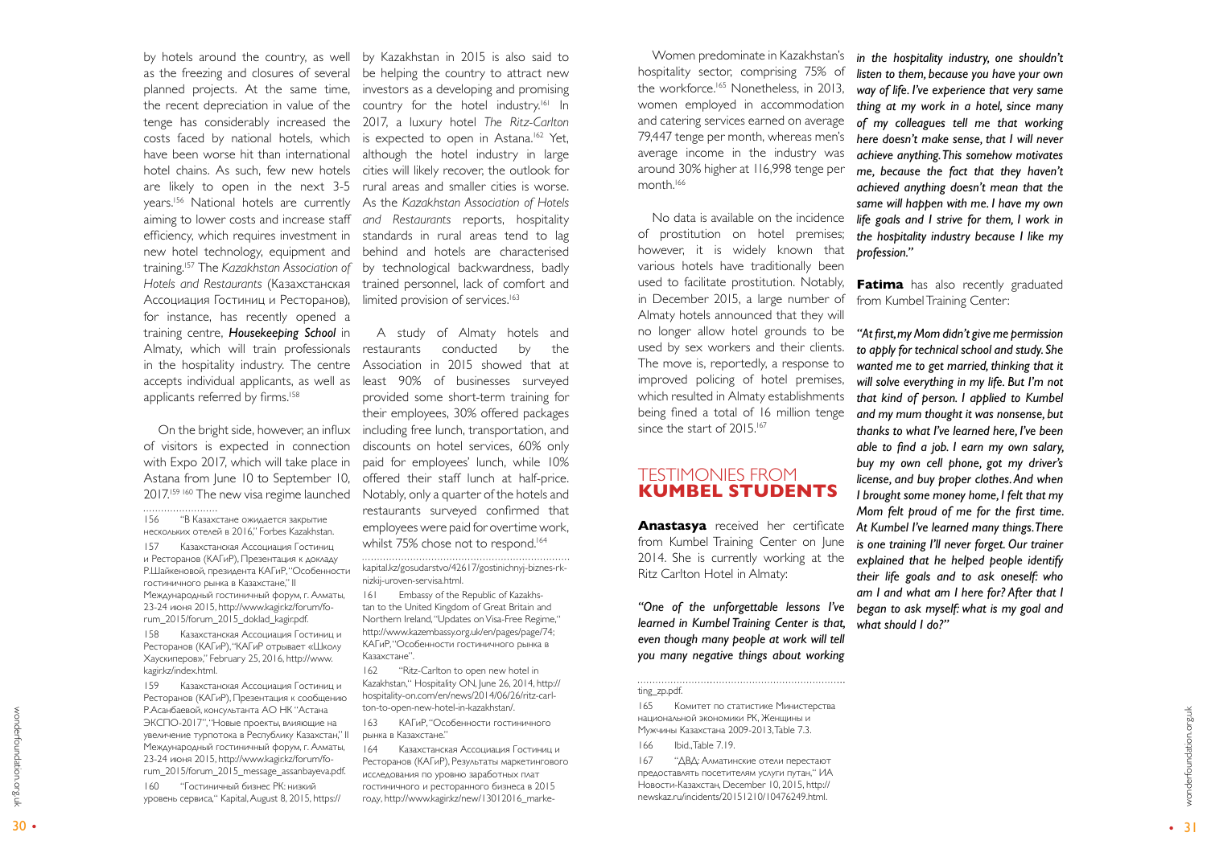by hotels around the country, as well as the freezing and closures of several planned projects. At the same time, the recent depreciation in value of the tenge has considerably increased the costs faced by national hotels, which have been worse hit than international hotel chains. As such, few new hotels are likely to open in the next 3-5 years.[156] National hotels are currently aiming to lower costs and increase staff efficiency, which requires investment in new hotel technology, equipment and training.[157] The *Kazakhstan Association of Hotels and Restaurants* (Казахстанская Ассоциация Гостиниц и Ресторанов), for instance, has recently opened a training centre, ***Housekeeping School*** in Almaty, which will train professionals in the hospitality industry. The centre accepts individual applicants, as well as applicants referred by firms.[158]

On the bright side, however, an influx of visitors is expected in connection with Expo 2017, which will take place in Astana from June 10 to September 10, 2017.[159] [160] The new visa regime launched by Kazakhstan in 2015 is also said to be helping the country to attract new investors as a developing and promising country for the hotel industry.[161] In 2017, a luxury hotel *The Ritz-Carlton* is expected to open in Astana.[162] Yet, although the hotel industry in large cities will likely recover, the outlook for rural areas and smaller cities is worse. As the *Kazakhstan Association of Hotels and Restaurants* reports, hospitality standards in rural areas tend to lag behind and hotels are characterised by technological backwardness, badly trained personnel, lack of comfort and limited provision of services.[163]

A study of Almaty hotels and restaurants conducted by the Association in 2015 showed that at least 90% of businesses surveyed provided some short-term training for their employees, 30% offered packages including free lunch, transportation, and discounts on hotel services, 60% only paid for employees' lunch, while 10% offered their staff lunch at half-price. Notably, only a quarter of the hotels and restaurants surveyed confirmed that employees were paid for overtime work, whilst 75% chose not to respond.[164]

Women predominate in Kazakhstan's hospitality sector, comprising 75% of the workforce.[165] Nonetheless, in 2013, women employed in accommodation and catering services earned on average 79,447 tenge per month, whereas men's average income in the industry was around 30% higher at 116,998 tenge per month.[166]

No data is available on the incidence of prostitution on hotel premises; however, it is widely known that various hotels have traditionally been used to facilitate prostitution. Notably, in December 2015, a large number of Almaty hotels announced that they will no longer allow hotel grounds to be used by sex workers and their clients. The move is, reportedly, a response to improved policing of hotel premises, which resulted in Almaty establishments being fined a total of 16 million tenge since the start of 2015.[167]

## TESTIMONIES FROM KUMBEL STUDENTS

**Anastasya** received her certificate from Kumbel Training Center on June 2014. She is currently working at the Ritz Carlton Hotel in Almaty:

*"One of the unforgettable lessons I've learned in Kumbel Training Center is that, even though many people at work will tell you many negative things about working in the hospitality industry, one shouldn't listen to them, because you have your own way of life. I've experience that very same thing at my work in a hotel, since many of my colleagues tell me that working here doesn't make sense, that I will never achieve anything. This somehow motivates me, because the fact that they haven't achieved anything doesn't mean that the same will happen with me. I have my own life goals and I strive for them, I work in the hospitality industry because I like my profession."*

**Fatima** has also recently graduated from Kumbel Training Center:

*"At first, my Mom didn't give me permission to apply for technical school and study. She wanted me to get married, thinking that it will solve everything in my life. But I'm not that kind of person. I applied to Kumbel and my mum thought it was nonsense, but thanks to what I've learned here, I've been able to find a job. I earn my own salary, buy my own cell phone, got my driver's license, and buy proper clothes. And when I brought some money home, I felt that my Mom felt proud of me for the first time. At Kumbel I've learned many things. There is one training I'll never forget. Our trainer explained that he helped people identify their life goals and to ask oneself: who am I and what am I here for? After that I began to ask myself: what is my goal and what should I do?"*

---

156 "В Казахстане ожидается закрытие нескольких отелей в 2016," Forbes Kazakhstan.

157 Казахстанская Ассоциация Гостиниц и Ресторанов (КАГиР), Презентация к докладу Р.Шайкеновой, президента КАГиР, "Особенности гостиничного рынка в Казахстане," II Международный гостиничный форум, г. Алматы, 23-24 июня 2015, http://www.kagir.kz/forum/forum_2015/forum_2015_doklad_kagir.pdf.

158 Казахстанская Ассоциация Гостиниц и Ресторанов (КАГиР), "КАГиР отрывает «Школу Хаускиперов»," February 25, 2016, http://www.kagir.kz/index.html.

159 Казахстанская Ассоциация Гостиниц и Ресторанов (КАГиР), Презентация к сообщению Р.Асанбаевой, консультанта АО НК "Астана ЭКСПО-2017", "Новые проекты, влияющие на увеличение турпотока в Республику Казахстан," II Международный гостиничный форум, г. Алматы, 23-24 июня 2015, http://www.kagir.kz/forum/forum_2015/forum_2015_message_assanbayeva.pdf.

160 "Гостиничный бизнес РК: низкий уровень сервиса," Kapital, August 8, 2015, https://kapital.kz/gosudarstvo/42617/gostinichnyj-biznes-rk-nizkij-uroven-servisa.html.

161 Embassy of the Republic of Kazakhstan to the United Kingdom of Great Britain and Northern Ireland, "Updates on Visa-Free Regime," http://www.kazembassy.org.uk/en/pages/page/74; КАГиР, "Особенности гостиничного рынка в Казахстане".

162 "Ritz-Carlton to open new hotel in Kazakhstan," Hospitality ON, June 26, 2014, http://hospitality-on.com/en/news/2014/06/26/ritz-carlton-to-open-new-hotel-in-kazakhstan/.

163 КАГиР, "Особенности гостиничного рынка в Казахстане."

164 Казахстанская Ассоциация Гостиниц и Ресторанов (КАГиР), Результаты маркетингового исследования по уровню заработных плат гостиничного и ресторанного бизнеса в 2015 году, http://www.kagir.kz/new/13012016_marketing_zp.pdf.

165 Комитет по статистике Министерства национальной экономики РК, Женщины и Мужчины Казахстана 2009-2013, Table 7.3.

166 Ibid., Table 7.19.

167 "ДВД: Алматинские отели перестают предоставлять посетителям услуги путан," ИА Новости-Казахстан, December 10, 2015, http://newskaz.ru/incidents/20151210/10476249.html.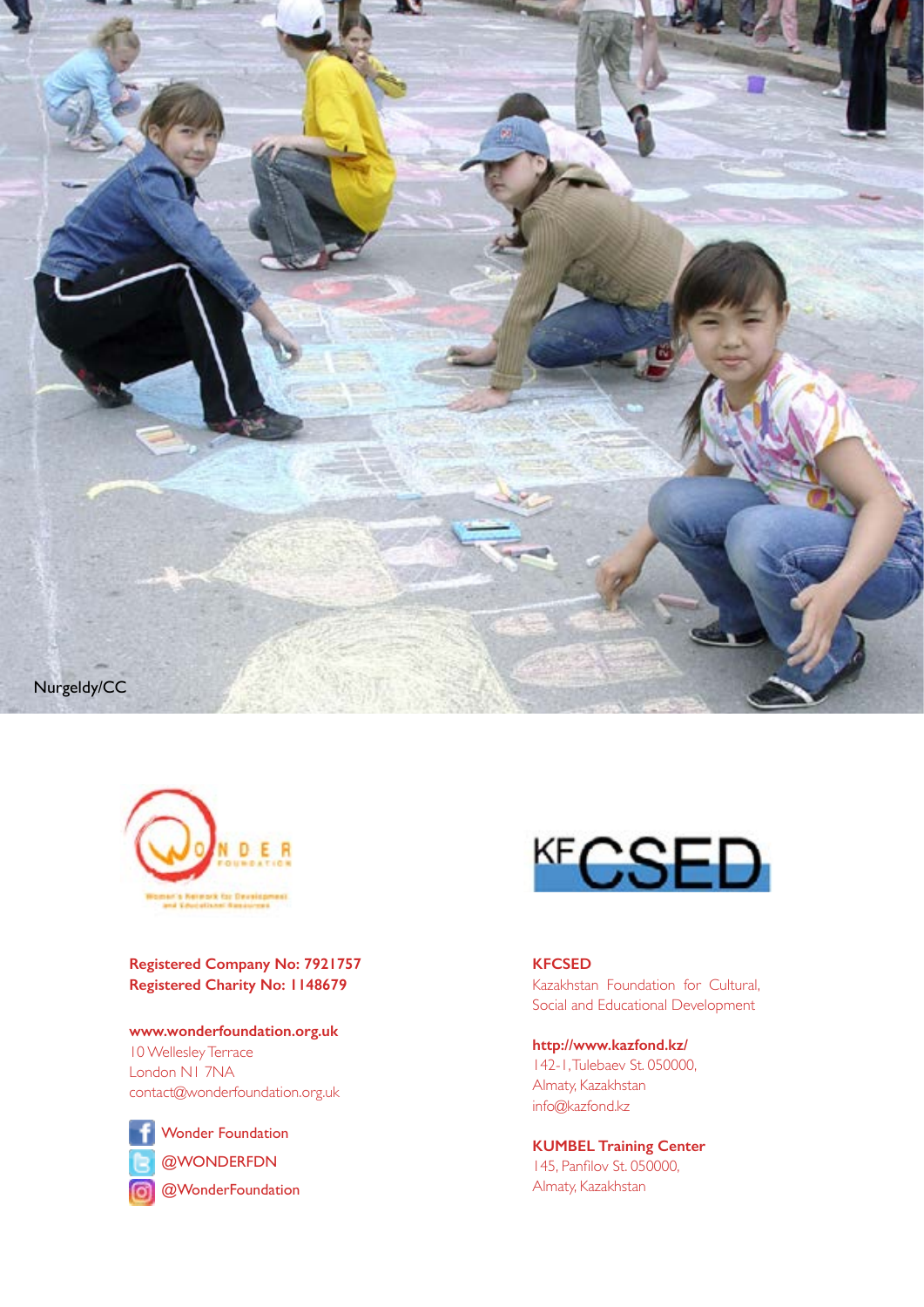Nurgeldy/CC

Registered Company No: 7921757
Registered Charity No: 1148679

www.wonderfoundation.org.uk
10 Wellesley Terrace
London N1 7NA
contact@wonderfoundation.org.uk

Wonder Foundation
@WONDERFDN
@WonderFoundation

**KFCSED**
Kazakhstan Foundation for Cultural, Social and Educational Development

**http://www.kazfond.kz/**
142-1, Tulebaev St. 050000,
Almaty, Kazakhstan
info@kazfond.kz

**KUMBEL Training Center**
145, Panfilov St. 050000,
Almaty, Kazakhstan